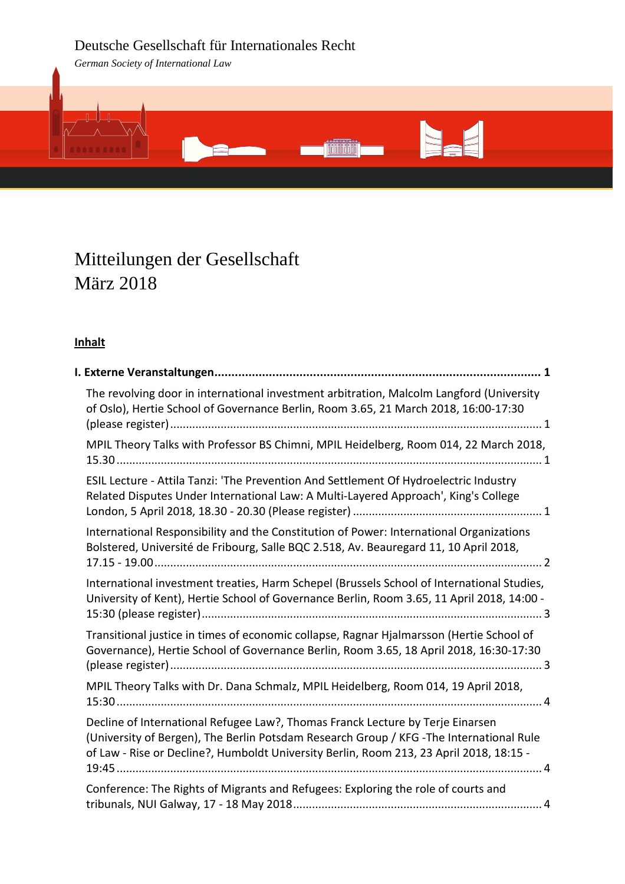Deutsche Gesellschaft für Internationales Recht

*German Society of International Law*

# Mitteilungen der Gesellschaft
# März 2018

**Inhalt**

**I. Externe Veranstaltungen ........................................................................................ 1**

The revolving door in international investment arbitration, Malcolm Langford (University of Oslo), Hertie School of Governance Berlin, Room 3.65, 21 March 2018, 16:00-17:30 (please register) ........................................................................................ 1

MPIL Theory Talks with Professor BS Chimni, MPIL Heidelberg, Room 014, 22 March 2018, 15.30 ........................................................................................ 1

ESIL Lecture - Attila Tanzi: 'The Prevention And Settlement Of Hydroelectric Industry Related Disputes Under International Law: A Multi-Layered Approach', King's College London, 5 April 2018, 18.30 - 20.30 (Please register) ........................................................ 1

International Responsibility and the Constitution of Power: International Organizations Bolstered, Université de Fribourg, Salle BQC 2.518, Av. Beauregard 11, 10 April 2018, 17.15 - 19.00 ........................................................................................ 2

International investment treaties, Harm Schepel (Brussels School of International Studies, University of Kent), Hertie School of Governance Berlin, Room 3.65, 11 April 2018, 14:00 - 15:30 (please register) ........................................................................................ 3

Transitional justice in times of economic collapse, Ragnar Hjalmarsson (Hertie School of Governance), Hertie School of Governance Berlin, Room 3.65, 18 April 2018, 16:30-17:30 (please register) ........................................................................................ 3

MPIL Theory Talks with Dr. Dana Schmalz, MPIL Heidelberg, Room 014, 19 April 2018, 15:30 ........................................................................................ 4

Decline of International Refugee Law?, Thomas Franck Lecture by Terje Einarsen (University of Bergen), The Berlin Potsdam Research Group / KFG -The International Rule of Law - Rise or Decline?, Humboldt University Berlin, Room 213, 23 April 2018, 18:15 - 19:45 ........................................................................................ 4

Conference: The Rights of Migrants and Refugees: Exploring the role of courts and tribunals, NUI Galway, 17 - 18 May 2018 ........................................................................................ 4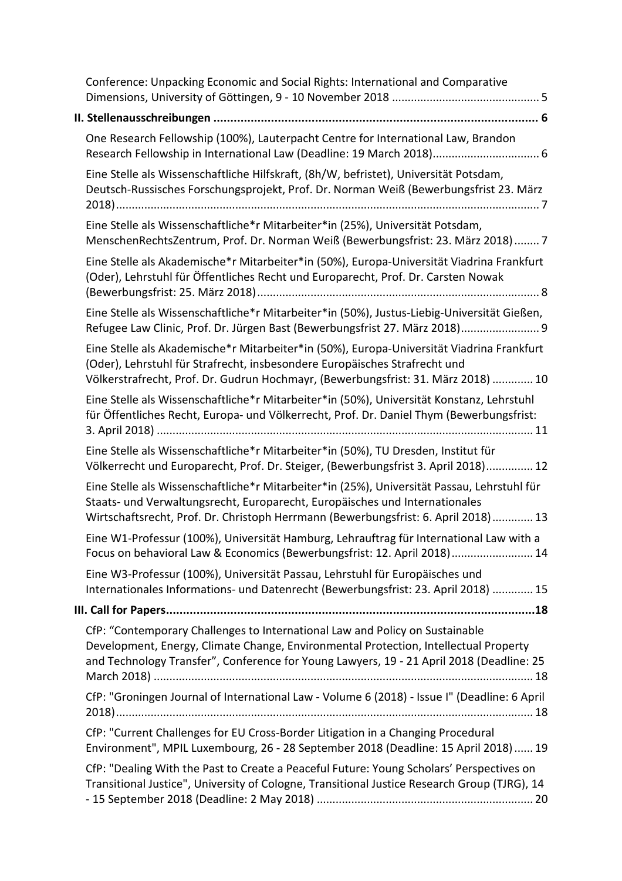Conference: Unpacking Economic and Social Rights: International and Comparative Dimensions, University of Göttingen, 9 - 10 November 2018 ............................................... 5

**II. Stellenausschreibungen** ............................................................................................... **6**

One Research Fellowship (100%), Lauterpacht Centre for International Law, Brandon Research Fellowship in International Law (Deadline: 19 March 2018)................................. 6

Eine Stelle als Wissenschaftliche Hilfskraft, (8h/W, befristet), Universität Potsdam, Deutsch-Russisches Forschungsprojekt, Prof. Dr. Norman Weiß (Bewerbungsfrist 23. März 2018)..................................................................................................................................... 7

Eine Stelle als Wissenschaftliche*r Mitarbeiter*in (25%), Universität Potsdam, MenschenRechtsZentrum, Prof. Dr. Norman Weiß (Bewerbungsfrist: 23. März 2018)........ 7

Eine Stelle als Akademische*r Mitarbeiter*in (50%), Europa-Universität Viadrina Frankfurt (Oder), Lehrstuhl für Öffentliches Recht und Europarecht, Prof. Dr. Carsten Nowak (Bewerbungsfrist: 25. März 2018)......................................................................................... 8

Eine Stelle als Wissenschaftliche*r Mitarbeiter*in (50%), Justus-Liebig-Universität Gießen, Refugee Law Clinic, Prof. Dr. Jürgen Bast (Bewerbungsfrist 27. März 2018)........................ 9

Eine Stelle als Akademische*r Mitarbeiter*in (50%), Europa-Universität Viadrina Frankfurt (Oder), Lehrstuhl für Strafrecht, insbesondere Europäisches Strafrecht und Völkerstrafrecht, Prof. Dr. Gudrun Hochmayr, (Bewerbungsfrist: 31. März 2018) ............. 10

Eine Stelle als Wissenschaftliche*r Mitarbeiter*in (50%), Universität Konstanz, Lehrstuhl für Öffentliches Recht, Europa- und Völkerrecht, Prof. Dr. Daniel Thym (Bewerbungsfrist: 3. April 2018) ....................................................................................................................... 11

Eine Stelle als Wissenschaftliche*r Mitarbeiter*in (50%), TU Dresden, Institut für Völkerrecht und Europarecht, Prof. Dr. Steiger, (Bewerbungsfrist 3. April 2018)............... 12

Eine Stelle als Wissenschaftliche*r Mitarbeiter*in (25%), Universität Passau, Lehrstuhl für Staats- und Verwaltungsrecht, Europarecht, Europäisches und Internationales Wirtschaftsrecht, Prof. Dr. Christoph Herrmann (Bewerbungsfrist: 6. April 2018)............. 13

Eine W1-Professur (100%), Universität Hamburg, Lehrauftrag für International Law with a Focus on behavioral Law & Economics (Bewerbungsfrist: 12. April 2018).......................... 14

Eine W3-Professur (100%), Universität Passau, Lehrstuhl für Europäisches und Internationales Informations- und Datenrecht (Bewerbungsfrist: 23. April 2018) ............. 15

**III. Call for Papers**............................................................................................................**18**

CfP: “Contemporary Challenges to International Law and Policy on Sustainable Development, Energy, Climate Change, Environmental Protection, Intellectual Property and Technology Transfer”, Conference for Young Lawyers, 19 - 21 April 2018 (Deadline: 25 March 2018) ......................................................................................................................... 18

CfP: "Groningen Journal of International Law - Volume 6 (2018) - Issue I" (Deadline: 6 April 2018)..................................................................................................................................... 18

CfP: "Current Challenges for EU Cross-Border Litigation in a Changing Procedural Environment", MPIL Luxembourg, 26 - 28 September 2018 (Deadline: 15 April 2018)...... 19

CfP: "Dealing With the Past to Create a Peaceful Future: Young Scholars’ Perspectives on Transitional Justice", University of Cologne, Transitional Justice Research Group (TJRG), 14 - 15 September 2018 (Deadline: 2 May 2018) .................................................................... 20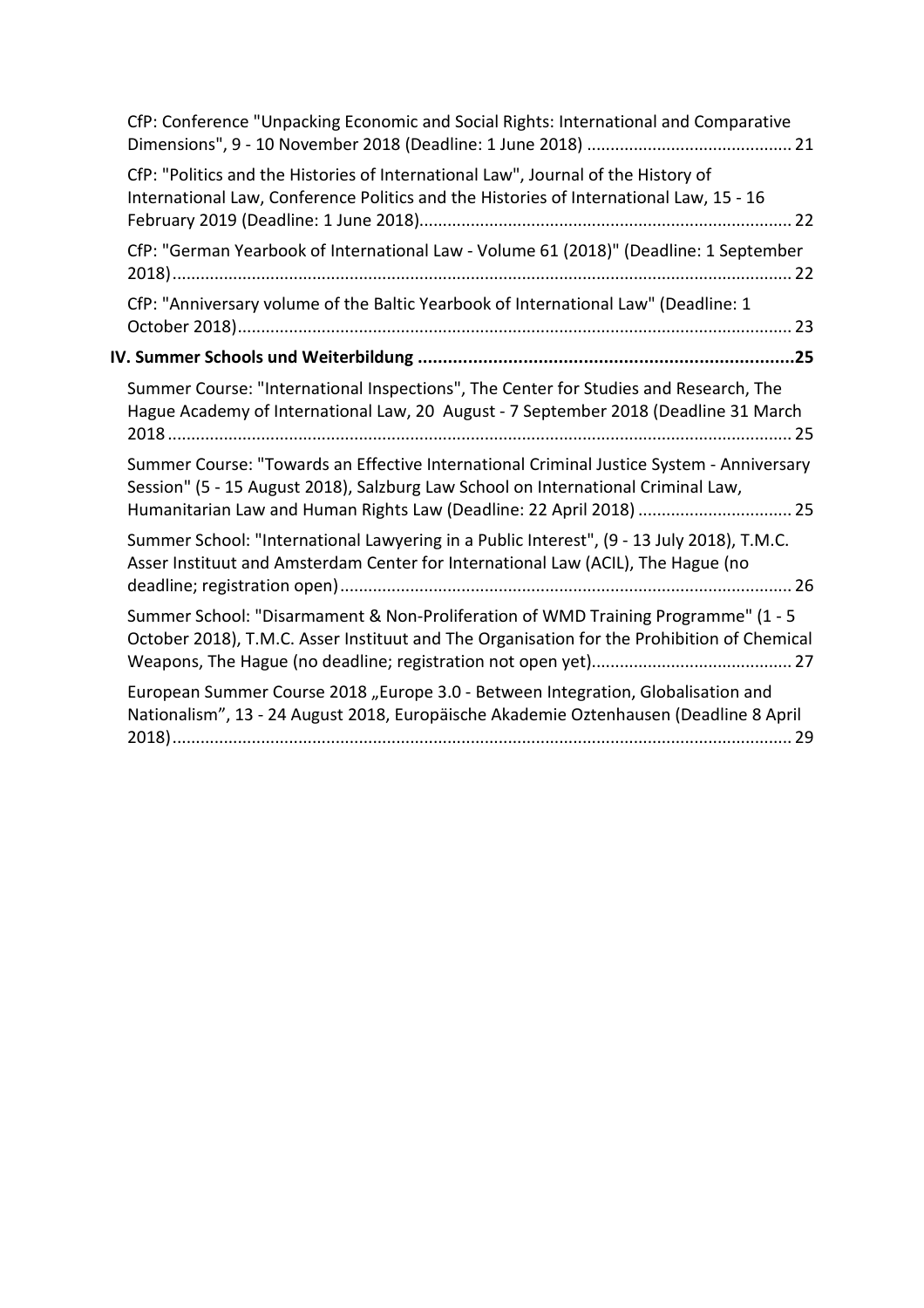CfP: Conference "Unpacking Economic and Social Rights: International and Comparative Dimensions", 9 - 10 November 2018 (Deadline: 1 June 2018) ........................................... 21

CfP: "Politics and the Histories of International Law", Journal of the History of International Law, Conference Politics and the Histories of International Law, 15 - 16 February 2019 (Deadline: 1 June 2018)............................................................................... 22

CfP: "German Yearbook of International Law - Volume 61 (2018)" (Deadline: 1 September 2018)................................................................................................................... 22

CfP: "Anniversary volume of the Baltic Yearbook of International Law" (Deadline: 1 October 2018)..................................................................................................................... 23

**IV. Summer Schools und Weiterbildung ..........................................................................25**

Summer Course: "International Inspections", The Center for Studies and Research, The Hague Academy of International Law, 20 August - 7 September 2018 (Deadline 31 March 2018 .................................................................................................................... 25

Summer Course: "Towards an Effective International Criminal Justice System - Anniversary Session" (5 - 15 August 2018), Salzburg Law School on International Criminal Law, Humanitarian Law and Human Rights Law (Deadline: 22 April 2018) ................................ 25

Summer School: "International Lawyering in a Public Interest", (9 - 13 July 2018), T.M.C. Asser Instituut and Amsterdam Center for International Law (ACIL), The Hague (no deadline; registration open)................................................................................................ 26

Summer School: "Disarmament & Non-Proliferation of WMD Training Programme" (1 - 5 October 2018), T.M.C. Asser Instituut and The Organisation for the Prohibition of Chemical Weapons, The Hague (no deadline; registration not open yet).......................................... 27

European Summer Course 2018 „Europe 3.0 - Between Integration, Globalisation and Nationalism", 13 - 24 August 2018, Europäische Akademie Oztenhausen (Deadline 8 April 2018)................................................................................................................... 29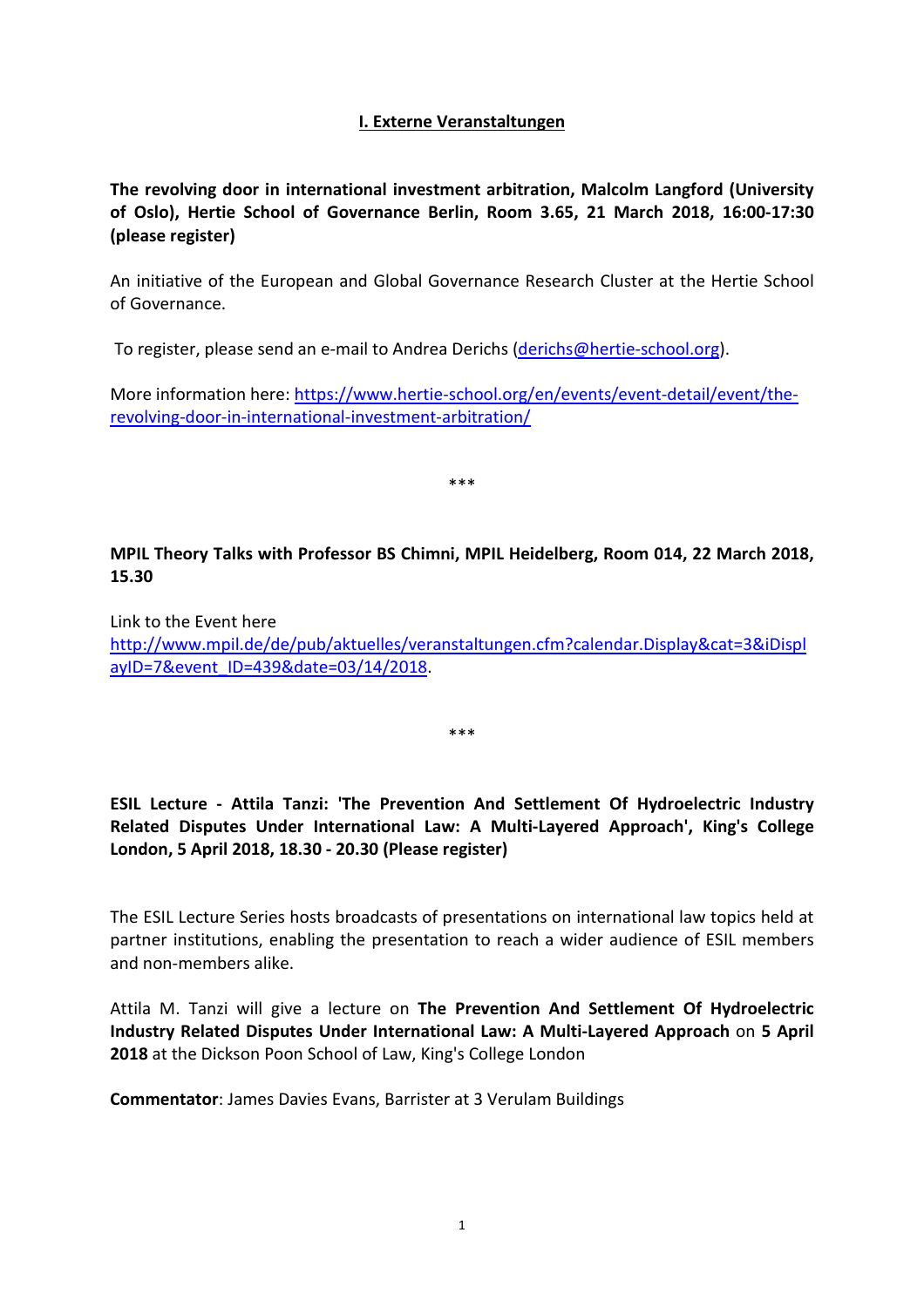## I. Externe Veranstaltungen

**The revolving door in international investment arbitration, Malcolm Langford (University of Oslo), Hertie School of Governance Berlin, Room 3.65, 21 March 2018, 16:00-17:30 (please register)**

An initiative of the European and Global Governance Research Cluster at the Hertie School of Governance.

To register, please send an e-mail to Andrea Derichs (derichs@hertie-school.org).

More information here: https://www.hertie-school.org/en/events/event-detail/event/the-revolving-door-in-international-investment-arbitration/

\*\*\*

**MPIL Theory Talks with Professor BS Chimni, MPIL Heidelberg, Room 014, 22 March 2018, 15.30**

Link to the Event here http://www.mpil.de/de/pub/aktuelles/veranstaltungen.cfm?calendar.Display&cat=3&iDisplayID=7&event_ID=439&date=03/14/2018.

\*\*\*

**ESIL Lecture - Attila Tanzi: 'The Prevention And Settlement Of Hydroelectric Industry Related Disputes Under International Law: A Multi-Layered Approach', King's College London, 5 April 2018, 18.30 - 20.30 (Please register)**

The ESIL Lecture Series hosts broadcasts of presentations on international law topics held at partner institutions, enabling the presentation to reach a wider audience of ESIL members and non-members alike.

Attila M. Tanzi will give a lecture on **The Prevention And Settlement Of Hydroelectric Industry Related Disputes Under International Law: A Multi-Layered Approach** on **5 April 2018** at the Dickson Poon School of Law, King's College London

**Commentator**: James Davies Evans, Barrister at 3 Verulam Buildings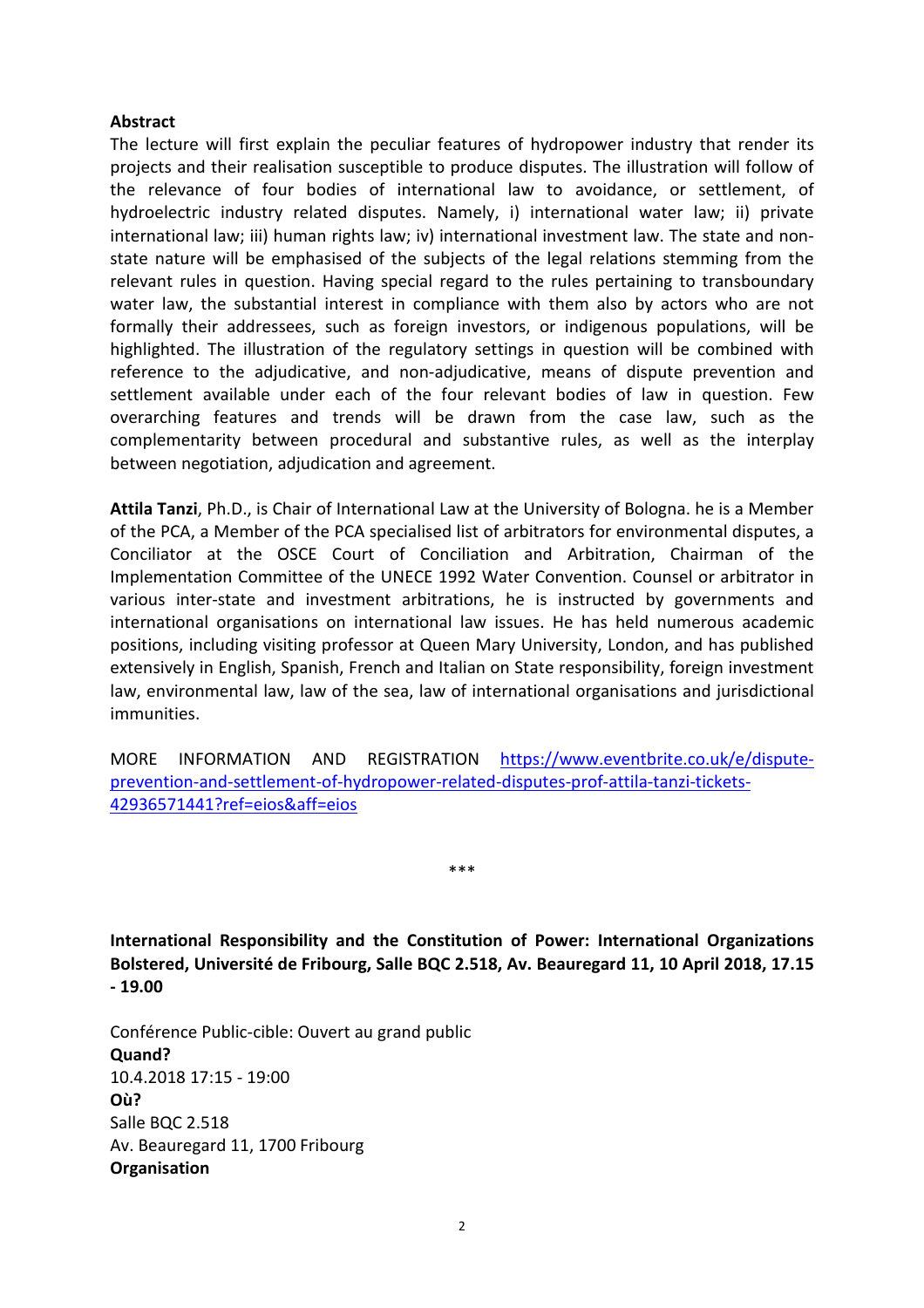**Abstract**

The lecture will first explain the peculiar features of hydropower industry that render its projects and their realisation susceptible to produce disputes. The illustration will follow of the relevance of four bodies of international law to avoidance, or settlement, of hydroelectric industry related disputes. Namely, i) international water law; ii) private international law; iii) human rights law; iv) international investment law. The state and non-state nature will be emphasised of the subjects of the legal relations stemming from the relevant rules in question. Having special regard to the rules pertaining to transboundary water law, the substantial interest in compliance with them also by actors who are not formally their addressees, such as foreign investors, or indigenous populations, will be highlighted. The illustration of the regulatory settings in question will be combined with reference to the adjudicative, and non-adjudicative, means of dispute prevention and settlement available under each of the four relevant bodies of law in question. Few overarching features and trends will be drawn from the case law, such as the complementarity between procedural and substantive rules, as well as the interplay between negotiation, adjudication and agreement.

**Attila Tanzi**, Ph.D., is Chair of International Law at the University of Bologna. he is a Member of the PCA, a Member of the PCA specialised list of arbitrators for environmental disputes, a Conciliator at the OSCE Court of Conciliation and Arbitration, Chairman of the Implementation Committee of the UNECE 1992 Water Convention. Counsel or arbitrator in various inter-state and investment arbitrations, he is instructed by governments and international organisations on international law issues. He has held numerous academic positions, including visiting professor at Queen Mary University, London, and has published extensively in English, Spanish, French and Italian on State responsibility, foreign investment law, environmental law, law of the sea, law of international organisations and jurisdictional immunities.

MORE INFORMATION AND REGISTRATION https://www.eventbrite.co.uk/e/dispute-prevention-and-settlement-of-hydropower-related-disputes-prof-attila-tanzi-tickets-42936571441?ref=eios&aff=eios

***

**International Responsibility and the Constitution of Power: International Organizations Bolstered, Université de Fribourg, Salle BQC 2.518, Av. Beauregard 11, 10 April 2018, 17.15 - 19.00**

Conférence Public-cible: Ouvert au grand public
**Quand?**
10.4.2018 17:15 - 19:00
**Où?**
Salle BQC 2.518
Av. Beauregard 11, 1700 Fribourg
**Organisation**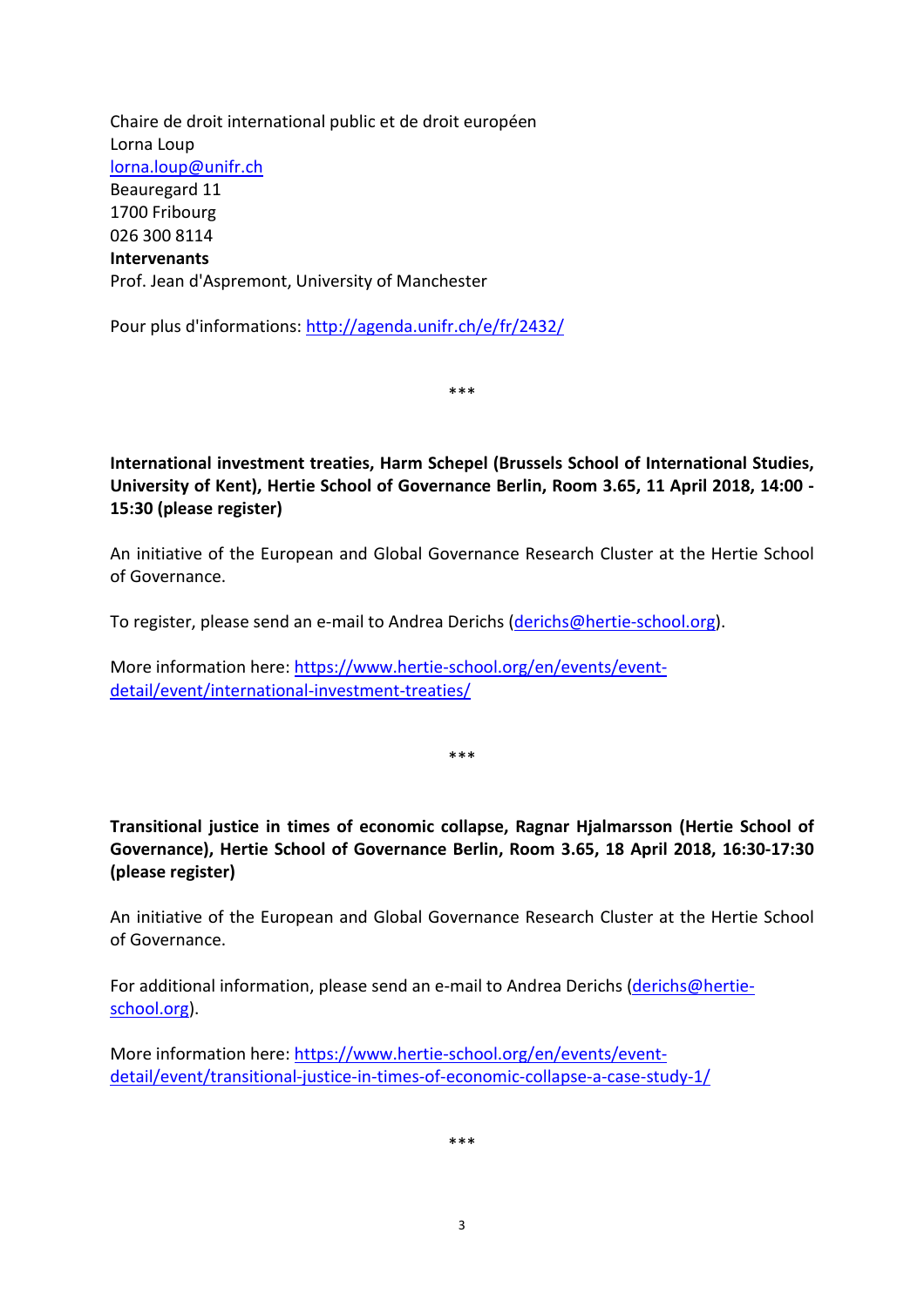Chaire de droit international public et de droit européen
Lorna Loup
lorna.loup@unifr.ch
Beauregard 11
1700 Fribourg
026 300 8114
**Intervenants**
Prof. Jean d'Aspremont, University of Manchester

Pour plus d'informations: http://agenda.unifr.ch/e/fr/2432/

\*\*\*

**International investment treaties, Harm Schepel (Brussels School of International Studies, University of Kent), Hertie School of Governance Berlin, Room 3.65, 11 April 2018, 14:00 - 15:30 (please register)**

An initiative of the European and Global Governance Research Cluster at the Hertie School of Governance.

To register, please send an e-mail to Andrea Derichs (derichs@hertie-school.org).

More information here: https://www.hertie-school.org/en/events/event-detail/event/international-investment-treaties/

\*\*\*

**Transitional justice in times of economic collapse, Ragnar Hjalmarsson (Hertie School of Governance), Hertie School of Governance Berlin, Room 3.65, 18 April 2018, 16:30-17:30 (please register)**

An initiative of the European and Global Governance Research Cluster at the Hertie School of Governance.

For additional information, please send an e-mail to Andrea Derichs (derichs@hertie-school.org).

More information here: https://www.hertie-school.org/en/events/event-detail/event/transitional-justice-in-times-of-economic-collapse-a-case-study-1/

\*\*\*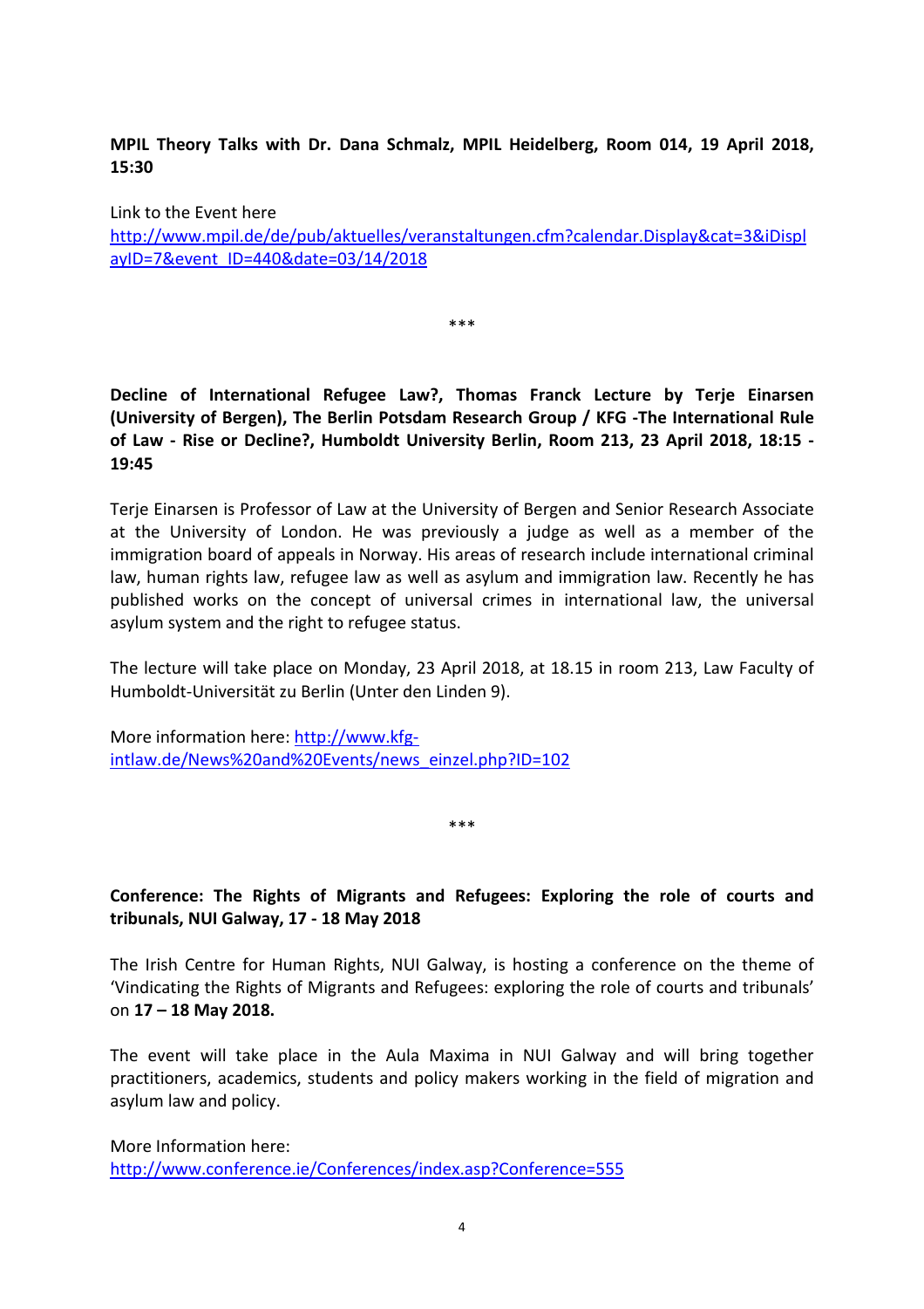**MPIL Theory Talks with Dr. Dana Schmalz, MPIL Heidelberg, Room 014, 19 April 2018, 15:30**

Link to the Event here
http://www.mpil.de/de/pub/aktuelles/veranstaltungen.cfm?calendar.Display&cat=3&iDisplayID=7&event_ID=440&date=03/14/2018

***

**Decline of International Refugee Law?, Thomas Franck Lecture by Terje Einarsen (University of Bergen), The Berlin Potsdam Research Group / KFG -The International Rule of Law - Rise or Decline?, Humboldt University Berlin, Room 213, 23 April 2018, 18:15 - 19:45**

Terje Einarsen is Professor of Law at the University of Bergen and Senior Research Associate at the University of London. He was previously a judge as well as a member of the immigration board of appeals in Norway. His areas of research include international criminal law, human rights law, refugee law as well as asylum and immigration law. Recently he has published works on the concept of universal crimes in international law, the universal asylum system and the right to refugee status.

The lecture will take place on Monday, 23 April 2018, at 18.15 in room 213, Law Faculty of Humboldt-Universität zu Berlin (Unter den Linden 9).

More information here: http://www.kfg-intlaw.de/News%20and%20Events/news_einzel.php?ID=102

***

**Conference: The Rights of Migrants and Refugees: Exploring the role of courts and tribunals, NUI Galway, 17 - 18 May 2018**

The Irish Centre for Human Rights, NUI Galway, is hosting a conference on the theme of 'Vindicating the Rights of Migrants and Refugees: exploring the role of courts and tribunals' on **17 – 18 May 2018.**

The event will take place in the Aula Maxima in NUI Galway and will bring together practitioners, academics, students and policy makers working in the field of migration and asylum law and policy.

More Information here:
http://www.conference.ie/Conferences/index.asp?Conference=555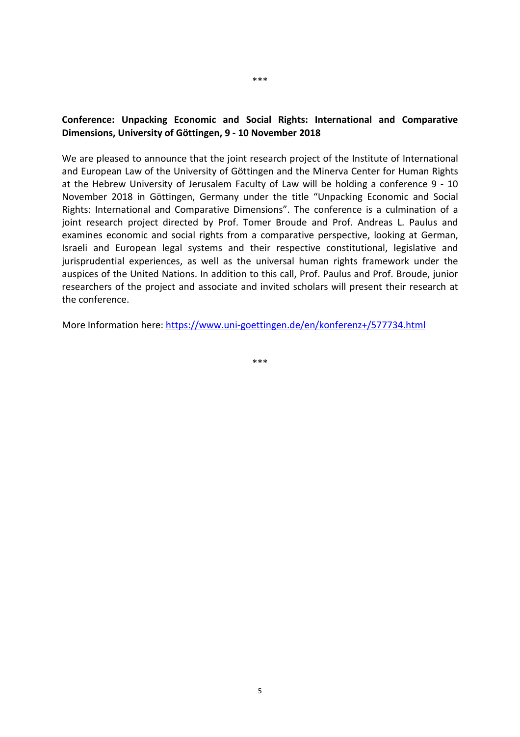\*\*\*

**Conference: Unpacking Economic and Social Rights: International and Comparative Dimensions, University of Göttingen, 9 - 10 November 2018**

We are pleased to announce that the joint research project of the Institute of International and European Law of the University of Göttingen and the Minerva Center for Human Rights at the Hebrew University of Jerusalem Faculty of Law will be holding a conference 9 - 10 November 2018 in Göttingen, Germany under the title "Unpacking Economic and Social Rights: International and Comparative Dimensions". The conference is a culmination of a joint research project directed by Prof. Tomer Broude and Prof. Andreas L. Paulus and examines economic and social rights from a comparative perspective, looking at German, Israeli and European legal systems and their respective constitutional, legislative and jurisprudential experiences, as well as the universal human rights framework under the auspices of the United Nations. In addition to this call, Prof. Paulus and Prof. Broude, junior researchers of the project and associate and invited scholars will present their research at the conference.

More Information here: https://www.uni-goettingen.de/en/konferenz+/577734.html

\*\*\*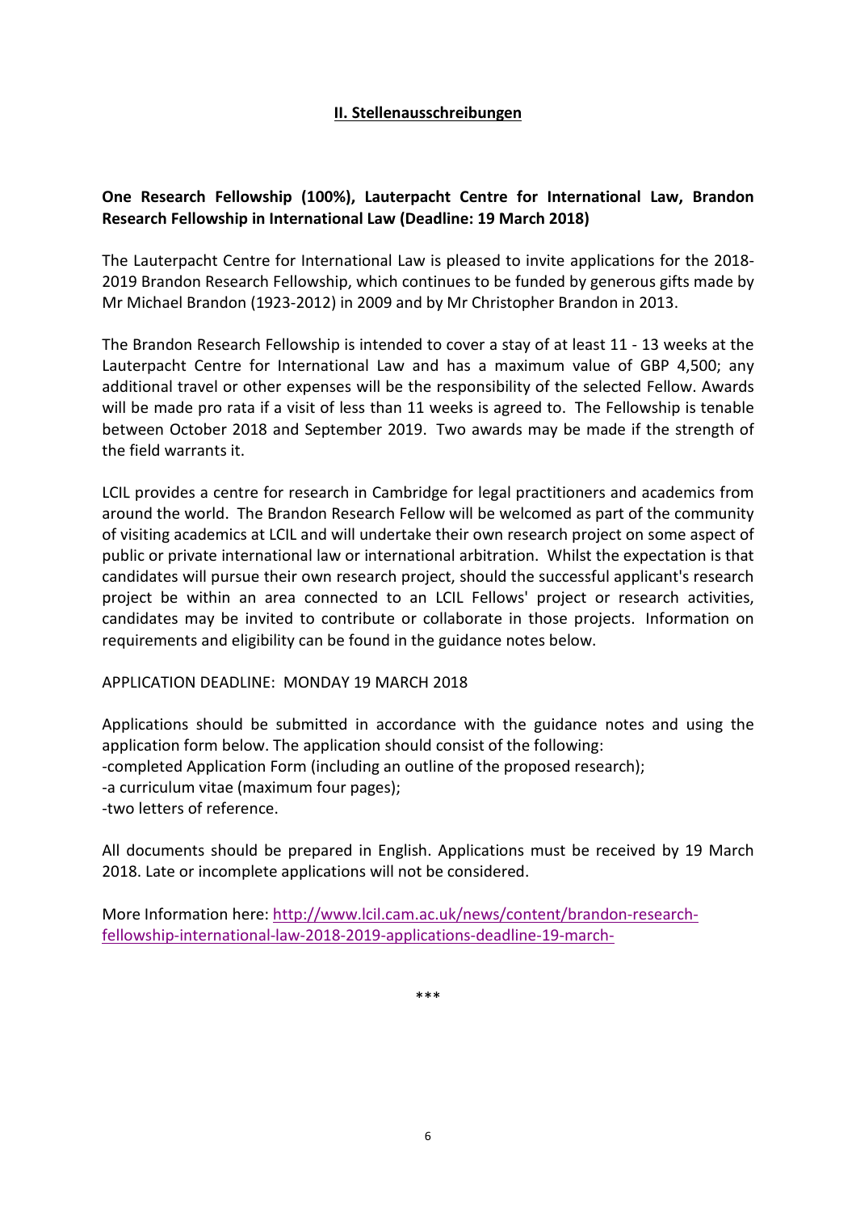## II. Stellenausschreibungen

**One Research Fellowship (100%), Lauterpacht Centre for International Law, Brandon Research Fellowship in International Law (Deadline: 19 March 2018)**

The Lauterpacht Centre for International Law is pleased to invite applications for the 2018-2019 Brandon Research Fellowship, which continues to be funded by generous gifts made by Mr Michael Brandon (1923-2012) in 2009 and by Mr Christopher Brandon in 2013.

The Brandon Research Fellowship is intended to cover a stay of at least 11 - 13 weeks at the Lauterpacht Centre for International Law and has a maximum value of GBP 4,500; any additional travel or other expenses will be the responsibility of the selected Fellow. Awards will be made pro rata if a visit of less than 11 weeks is agreed to. The Fellowship is tenable between October 2018 and September 2019. Two awards may be made if the strength of the field warrants it.

LCIL provides a centre for research in Cambridge for legal practitioners and academics from around the world. The Brandon Research Fellow will be welcomed as part of the community of visiting academics at LCIL and will undertake their own research project on some aspect of public or private international law or international arbitration. Whilst the expectation is that candidates will pursue their own research project, should the successful applicant's research project be within an area connected to an LCIL Fellows' project or research activities, candidates may be invited to contribute or collaborate in those projects. Information on requirements and eligibility can be found in the guidance notes below.

APPLICATION DEADLINE: MONDAY 19 MARCH 2018

Applications should be submitted in accordance with the guidance notes and using the application form below. The application should consist of the following:
-completed Application Form (including an outline of the proposed research);
-a curriculum vitae (maximum four pages);
-two letters of reference.

All documents should be prepared in English. Applications must be received by 19 March 2018. Late or incomplete applications will not be considered.

More Information here: http://www.lcil.cam.ac.uk/news/content/brandon-research-fellowship-international-law-2018-2019-applications-deadline-19-march-

***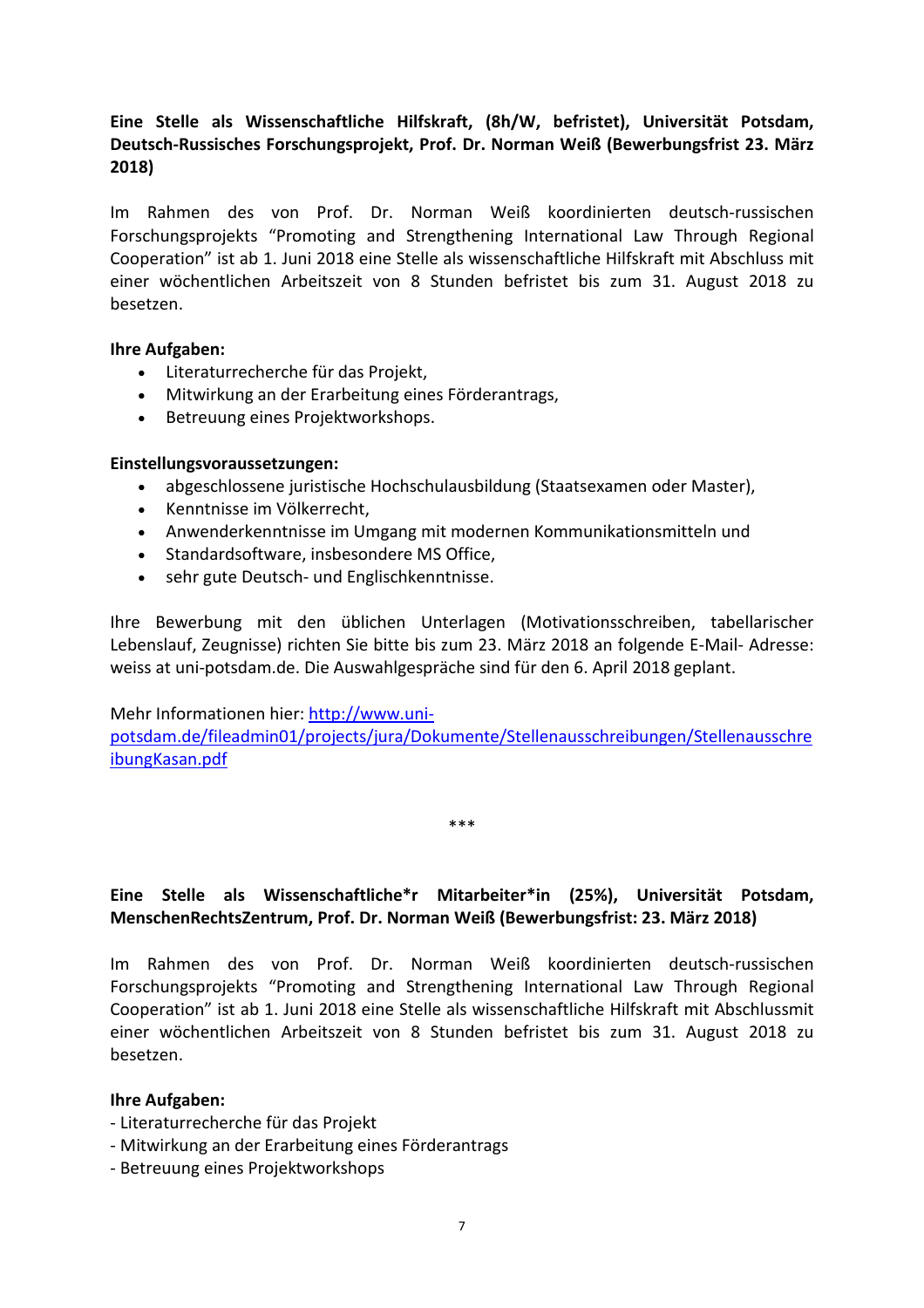**Eine Stelle als Wissenschaftliche Hilfskraft, (8h/W, befristet), Universität Potsdam, Deutsch-Russisches Forschungsprojekt, Prof. Dr. Norman Weiß (Bewerbungsfrist 23. März 2018)**

Im Rahmen des von Prof. Dr. Norman Weiß koordinierten deutsch-russischen Forschungsprojekts "Promoting and Strengthening International Law Through Regional Cooperation" ist ab 1. Juni 2018 eine Stelle als wissenschaftliche Hilfskraft mit Abschluss mit einer wöchentlichen Arbeitszeit von 8 Stunden befristet bis zum 31. August 2018 zu besetzen.

**Ihre Aufgaben:**

- Literaturrecherche für das Projekt,
- Mitwirkung an der Erarbeitung eines Förderantrags,
- Betreuung eines Projektworkshops.

**Einstellungsvoraussetzungen:**

- abgeschlossene juristische Hochschulausbildung (Staatsexamen oder Master),
- Kenntnisse im Völkerrecht,
- Anwenderkenntnisse im Umgang mit modernen Kommunikationsmitteln und
- Standardsoftware, insbesondere MS Office,
- sehr gute Deutsch- und Englischkenntnisse.

Ihre Bewerbung mit den üblichen Unterlagen (Motivationsschreiben, tabellarischer Lebenslauf, Zeugnisse) richten Sie bitte bis zum 23. März 2018 an folgende E-Mail- Adresse: weiss at uni-potsdam.de. Die Auswahlgespräche sind für den 6. April 2018 geplant.

Mehr Informationen hier: [http://www.uni-potsdam.de/fileadmin01/projects/jura/Dokumente/Stellenausschreibungen/StellenausschreibungKasan.pdf](http://www.uni-potsdam.de/fileadmin01/projects/jura/Dokumente/Stellenausschreibungen/StellenausschreibungKasan.pdf)

***

**Eine Stelle als Wissenschaftliche*r Mitarbeiter*in (25%), Universität Potsdam, MenschenRechtsZentrum, Prof. Dr. Norman Weiß (Bewerbungsfrist: 23. März 2018)**

Im Rahmen des von Prof. Dr. Norman Weiß koordinierten deutsch-russischen Forschungsprojekts "Promoting and Strengthening International Law Through Regional Cooperation" ist ab 1. Juni 2018 eine Stelle als wissenschaftliche Hilfskraft mit Abschlussmit einer wöchentlichen Arbeitszeit von 8 Stunden befristet bis zum 31. August 2018 zu besetzen.

**Ihre Aufgaben:**

- Literaturrecherche für das Projekt
- Mitwirkung an der Erarbeitung eines Förderantrags
- Betreuung eines Projektworkshops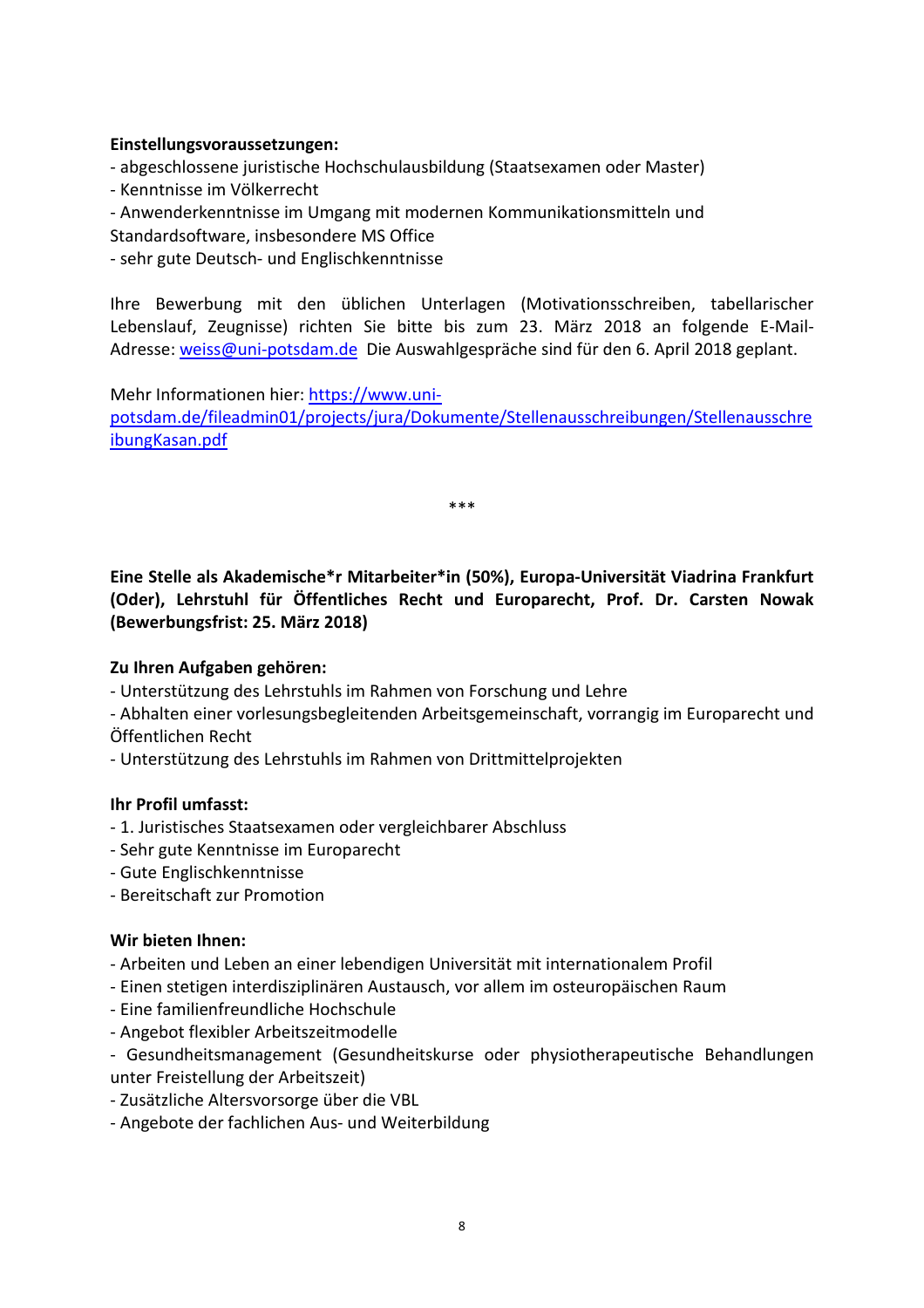**Einstellungsvoraussetzungen:**
- abgeschlossene juristische Hochschulausbildung (Staatsexamen oder Master)
- Kenntnisse im Völkerrecht
- Anwenderkenntnisse im Umgang mit modernen Kommunikationsmitteln und Standardsoftware, insbesondere MS Office
- sehr gute Deutsch- und Englischkenntnisse

Ihre Bewerbung mit den üblichen Unterlagen (Motivationsschreiben, tabellarischer Lebenslauf, Zeugnisse) richten Sie bitte bis zum 23. März 2018 an folgende E-Mail-Adresse: weiss@uni-potsdam.de Die Auswahlgespräche sind für den 6. April 2018 geplant.

Mehr Informationen hier: https://www.uni-potsdam.de/fileadmin01/projects/jura/Dokumente/Stellenausschreibungen/StellenausschreibungKasan.pdf

***

**Eine Stelle als Akademische*r Mitarbeiter*in (50%), Europa-Universität Viadrina Frankfurt (Oder), Lehrstuhl für Öffentliches Recht und Europarecht, Prof. Dr. Carsten Nowak (Bewerbungsfrist: 25. März 2018)**

**Zu Ihren Aufgaben gehören:**
- Unterstützung des Lehrstuhls im Rahmen von Forschung und Lehre
- Abhalten einer vorlesungsbegleitenden Arbeitsgemeinschaft, vorrangig im Europarecht und Öffentlichen Recht
- Unterstützung des Lehrstuhls im Rahmen von Drittmittelprojekten

**Ihr Profil umfasst:**
- 1. Juristisches Staatsexamen oder vergleichbarer Abschluss
- Sehr gute Kenntnisse im Europarecht
- Gute Englischkenntnisse
- Bereitschaft zur Promotion

**Wir bieten Ihnen:**
- Arbeiten und Leben an einer lebendigen Universität mit internationalem Profil
- Einen stetigen interdisziplinären Austausch, vor allem im osteuropäischen Raum
- Eine familienfreundliche Hochschule
- Angebot flexibler Arbeitszeitmodelle
- Gesundheitsmanagement (Gesundheitskurse oder physiotherapeutische Behandlungen unter Freistellung der Arbeitszeit)
- Zusätzliche Altersvorsorge über die VBL
- Angebote der fachlichen Aus- und Weiterbildung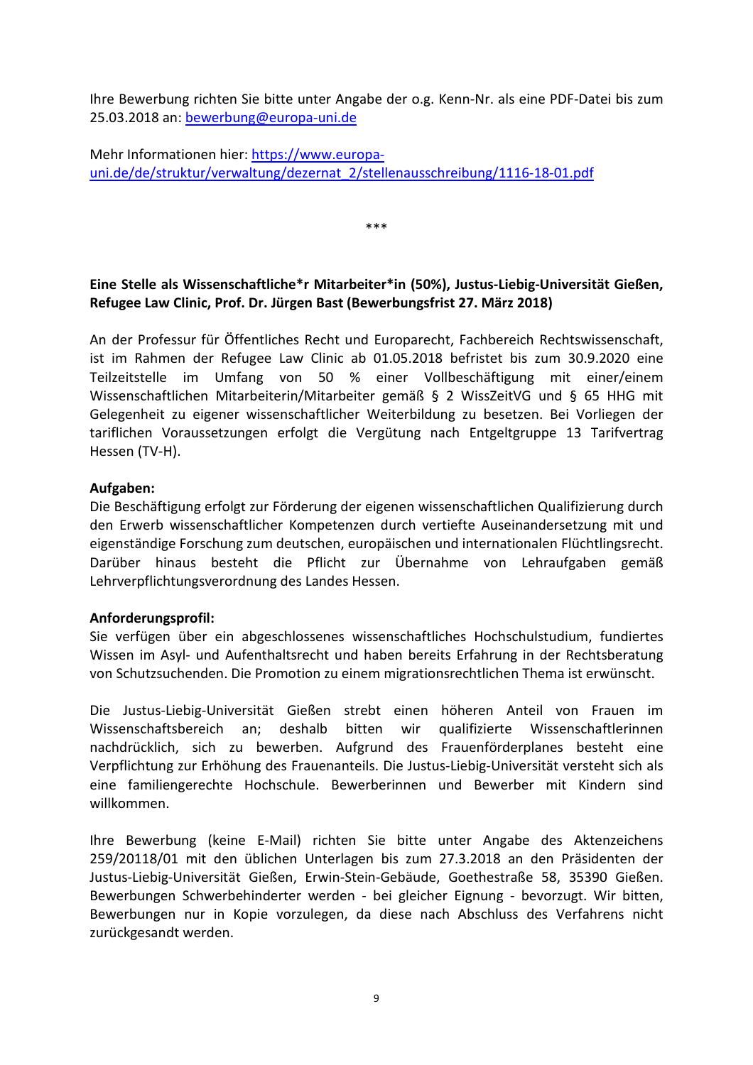Ihre Bewerbung richten Sie bitte unter Angabe der o.g. Kenn-Nr. als eine PDF-Datei bis zum 25.03.2018 an: [bewerbung@europa-uni.de](mailto:bewerbung@europa-uni.de)

Mehr Informationen hier: [https://www.europa-uni.de/de/struktur/verwaltung/dezernat_2/stellenausschreibung/1116-18-01.pdf](https://www.europa-uni.de/de/struktur/verwaltung/dezernat_2/stellenausschreibung/1116-18-01.pdf)

***

**Eine Stelle als Wissenschaftliche*r Mitarbeiter*in (50%), Justus-Liebig-Universität Gießen, Refugee Law Clinic, Prof. Dr. Jürgen Bast (Bewerbungsfrist 27. März 2018)**

An der Professur für Öffentliches Recht und Europarecht, Fachbereich Rechtswissenschaft, ist im Rahmen der Refugee Law Clinic ab 01.05.2018 befristet bis zum 30.9.2020 eine Teilzeitstelle im Umfang von 50 % einer Vollbeschäftigung mit einer/einem Wissenschaftlichen Mitarbeiterin/Mitarbeiter gemäß § 2 WissZeitVG und § 65 HHG mit Gelegenheit zu eigener wissenschaftlicher Weiterbildung zu besetzen. Bei Vorliegen der tariflichen Voraussetzungen erfolgt die Vergütung nach Entgeltgruppe 13 Tarifvertrag Hessen (TV-H).

**Aufgaben:**
Die Beschäftigung erfolgt zur Förderung der eigenen wissenschaftlichen Qualifizierung durch den Erwerb wissenschaftlicher Kompetenzen durch vertiefte Auseinandersetzung mit und eigenständige Forschung zum deutschen, europäischen und internationalen Flüchtlingsrecht. Darüber hinaus besteht die Pflicht zur Übernahme von Lehraufgaben gemäß Lehrverpflichtungsverordnung des Landes Hessen.

**Anforderungsprofil:**
Sie verfügen über ein abgeschlossenes wissenschaftliches Hochschulstudium, fundiertes Wissen im Asyl- und Aufenthaltsrecht und haben bereits Erfahrung in der Rechtsberatung von Schutzsuchenden. Die Promotion zu einem migrationsrechtlichen Thema ist erwünscht.

Die Justus-Liebig-Universität Gießen strebt einen höheren Anteil von Frauen im Wissenschaftsbereich an; deshalb bitten wir qualifizierte Wissenschaftlerinnen nachdrücklich, sich zu bewerben. Aufgrund des Frauenförderplanes besteht eine Verpflichtung zur Erhöhung des Frauenanteils. Die Justus-Liebig-Universität versteht sich als eine familiengerechte Hochschule. Bewerberinnen und Bewerber mit Kindern sind willkommen.

Ihre Bewerbung (keine E-Mail) richten Sie bitte unter Angabe des Aktenzeichens 259/20118/01 mit den üblichen Unterlagen bis zum 27.3.2018 an den Präsidenten der Justus-Liebig-Universität Gießen, Erwin-Stein-Gebäude, Goethestraße 58, 35390 Gießen. Bewerbungen Schwerbehinderter werden - bei gleicher Eignung - bevorzugt. Wir bitten, Bewerbungen nur in Kopie vorzulegen, da diese nach Abschluss des Verfahrens nicht zurückgesandt werden.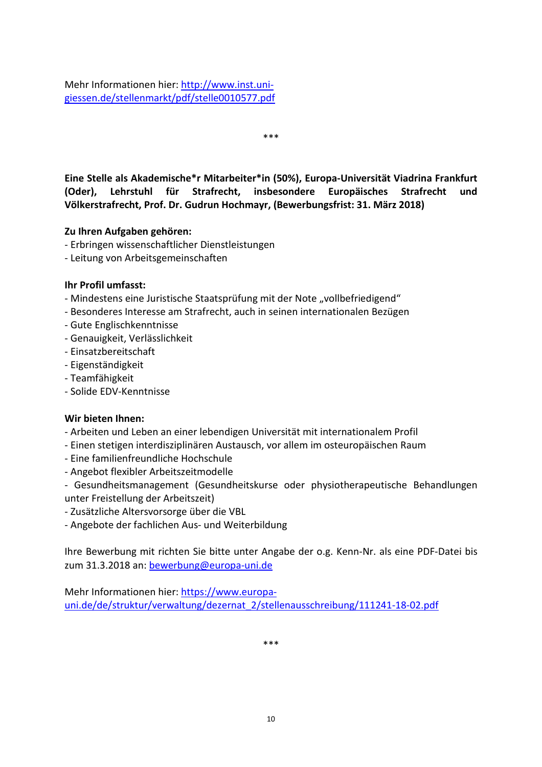Mehr Informationen hier: [http://www.inst.uni-giessen.de/stellenmarkt/pdf/stelle0010577.pdf](http://www.inst.uni-giessen.de/stellenmarkt/pdf/stelle0010577.pdf)

***

**Eine Stelle als Akademische*r Mitarbeiter*in (50%), Europa-Universität Viadrina Frankfurt (Oder), Lehrstuhl für Strafrecht, insbesondere Europäisches Strafrecht und Völkerstrafrecht, Prof. Dr. Gudrun Hochmayr, (Bewerbungsfrist: 31. März 2018)**

**Zu Ihren Aufgaben gehören:**

- Erbringen wissenschaftlicher Dienstleistungen
- Leitung von Arbeitsgemeinschaften

**Ihr Profil umfasst:**

- Mindestens eine Juristische Staatsprüfung mit der Note „vollbefriedigend"
- Besonderes Interesse am Strafrecht, auch in seinen internationalen Bezügen
- Gute Englischkenntnisse
- Genauigkeit, Verlässlichkeit
- Einsatzbereitschaft
- Eigenständigkeit
- Teamfähigkeit
- Solide EDV-Kenntnisse

**Wir bieten Ihnen:**

- Arbeiten und Leben an einer lebendigen Universität mit internationalem Profil
- Einen stetigen interdisziplinären Austausch, vor allem im osteuropäischen Raum
- Eine familienfreundliche Hochschule
- Angebot flexibler Arbeitszeitmodelle
- Gesundheitsmanagement (Gesundheitskurse oder physiotherapeutische Behandlungen unter Freistellung der Arbeitszeit)
- Zusätzliche Altersvorsorge über die VBL
- Angebote der fachlichen Aus- und Weiterbildung

Ihre Bewerbung mit richten Sie bitte unter Angabe der o.g. Kenn-Nr. als eine PDF-Datei bis zum 31.3.2018 an: [bewerbung@europa-uni.de](mailto:bewerbung@europa-uni.de)

Mehr Informationen hier: [https://www.europa-uni.de/de/struktur/verwaltung/dezernat_2/stellenausschreibung/111241-18-02.pdf](https://www.europa-uni.de/de/struktur/verwaltung/dezernat_2/stellenausschreibung/111241-18-02.pdf)

***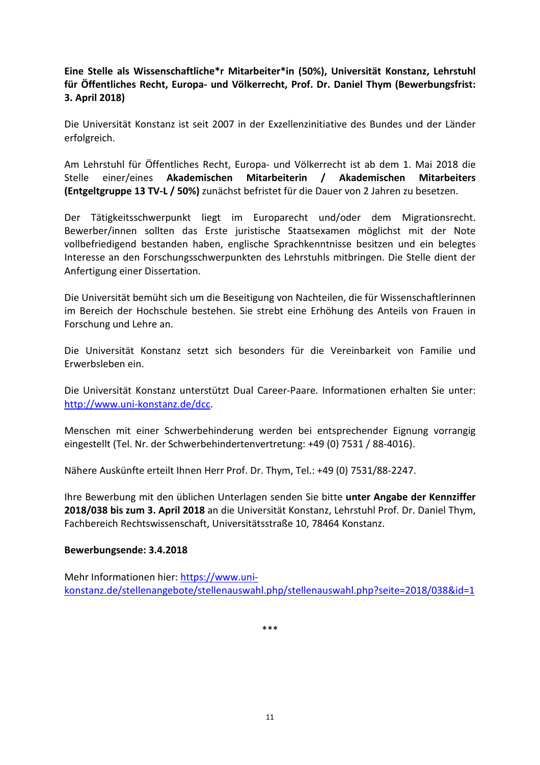**Eine Stelle als Wissenschaftliche*r Mitarbeiter*in (50%), Universität Konstanz, Lehrstuhl für Öffentliches Recht, Europa- und Völkerrecht, Prof. Dr. Daniel Thym (Bewerbungsfrist: 3. April 2018)**

Die Universität Konstanz ist seit 2007 in der Exzellenzinitiative des Bundes und der Länder erfolgreich.

Am Lehrstuhl für Öffentliches Recht, Europa- und Völkerrecht ist ab dem 1. Mai 2018 die Stelle einer/eines **Akademischen Mitarbeiterin / Akademischen Mitarbeiters (Entgeltgruppe 13 TV-L / 50%)** zunächst befristet für die Dauer von 2 Jahren zu besetzen.

Der Tätigkeitsschwerpunkt liegt im Europarecht und/oder dem Migrationsrecht. Bewerber/innen sollten das Erste juristische Staatsexamen möglichst mit der Note vollbefriedigend bestanden haben, englische Sprachkenntnisse besitzen und ein belegtes Interesse an den Forschungsschwerpunkten des Lehrstuhls mitbringen. Die Stelle dient der Anfertigung einer Dissertation.

Die Universität bemüht sich um die Beseitigung von Nachteilen, die für Wissenschaftlerinnen im Bereich der Hochschule bestehen. Sie strebt eine Erhöhung des Anteils von Frauen in Forschung und Lehre an.

Die Universität Konstanz setzt sich besonders für die Vereinbarkeit von Familie und Erwerbsleben ein.

Die Universität Konstanz unterstützt Dual Career-Paare. Informationen erhalten Sie unter: http://www.uni-konstanz.de/dcc.

Menschen mit einer Schwerbehinderung werden bei entsprechender Eignung vorrangig eingestellt (Tel. Nr. der Schwerbehindertenvertretung: +49 (0) 7531 / 88-4016).

Nähere Auskünfte erteilt Ihnen Herr Prof. Dr. Thym, Tel.: +49 (0) 7531/88-2247.

Ihre Bewerbung mit den üblichen Unterlagen senden Sie bitte **unter Angabe der Kennziffer 2018/038 bis zum 3. April 2018** an die Universität Konstanz, Lehrstuhl Prof. Dr. Daniel Thym, Fachbereich Rechtswissenschaft, Universitätsstraße 10, 78464 Konstanz.

**Bewerbungsende: 3.4.2018**

Mehr Informationen hier: https://www.uni-konstanz.de/stellenangebote/stellenauswahl.php/stellenauswahl.php?seite=2018/038&id=1

***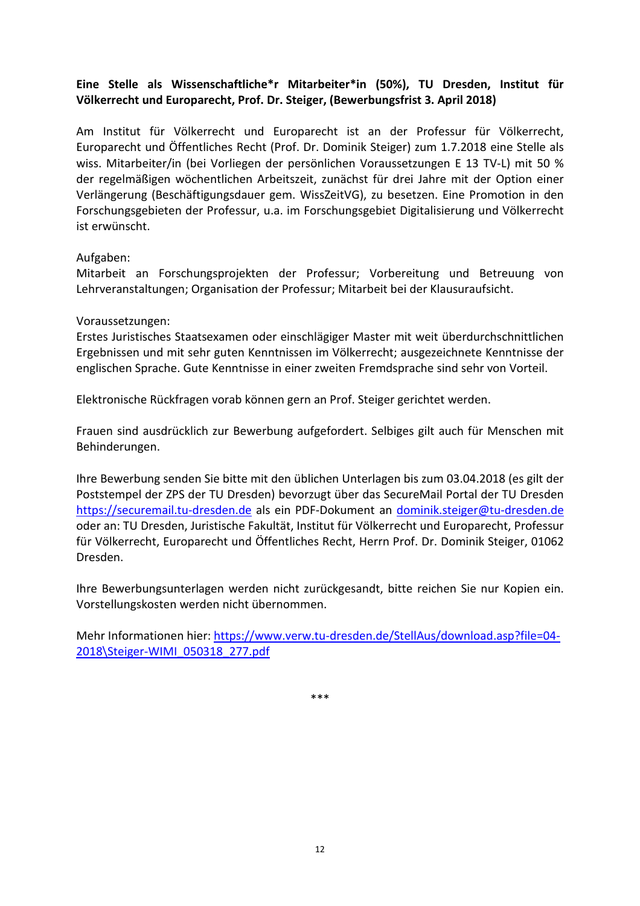**Eine Stelle als Wissenschaftliche*r Mitarbeiter*in (50%), TU Dresden, Institut für Völkerrecht und Europarecht, Prof. Dr. Steiger, (Bewerbungsfrist 3. April 2018)**

Am Institut für Völkerrecht und Europarecht ist an der Professur für Völkerrecht, Europarecht und Öffentliches Recht (Prof. Dr. Dominik Steiger) zum 1.7.2018 eine Stelle als wiss. Mitarbeiter/in (bei Vorliegen der persönlichen Voraussetzungen E 13 TV-L) mit 50 % der regelmäßigen wöchentlichen Arbeitszeit, zunächst für drei Jahre mit der Option einer Verlängerung (Beschäftigungsdauer gem. WissZeitVG), zu besetzen. Eine Promotion in den Forschungsgebieten der Professur, u.a. im Forschungsgebiet Digitalisierung und Völkerrecht ist erwünscht.

Aufgaben:
Mitarbeit an Forschungsprojekten der Professur; Vorbereitung und Betreuung von Lehrveranstaltungen; Organisation der Professur; Mitarbeit bei der Klausuraufsicht.

Voraussetzungen:
Erstes Juristisches Staatsexamen oder einschlägiger Master mit weit überdurchschnittlichen Ergebnissen und mit sehr guten Kenntnissen im Völkerrecht; ausgezeichnete Kenntnisse der englischen Sprache. Gute Kenntnisse in einer zweiten Fremdsprache sind sehr von Vorteil.

Elektronische Rückfragen vorab können gern an Prof. Steiger gerichtet werden.

Frauen sind ausdrücklich zur Bewerbung aufgefordert. Selbiges gilt auch für Menschen mit Behinderungen.

Ihre Bewerbung senden Sie bitte mit den üblichen Unterlagen bis zum 03.04.2018 (es gilt der Poststempel der ZPS der TU Dresden) bevorzugt über das SecureMail Portal der TU Dresden https://securemail.tu-dresden.de als ein PDF-Dokument an dominik.steiger@tu-dresden.de oder an: TU Dresden, Juristische Fakultät, Institut für Völkerrecht und Europarecht, Professur für Völkerrecht, Europarecht und Öffentliches Recht, Herrn Prof. Dr. Dominik Steiger, 01062 Dresden.

Ihre Bewerbungsunterlagen werden nicht zurückgesandt, bitte reichen Sie nur Kopien ein. Vorstellungskosten werden nicht übernommen.

Mehr Informationen hier: https://www.verw.tu-dresden.de/StellAus/download.asp?file=04-2018\Steiger-WIMI_050318_277.pdf

***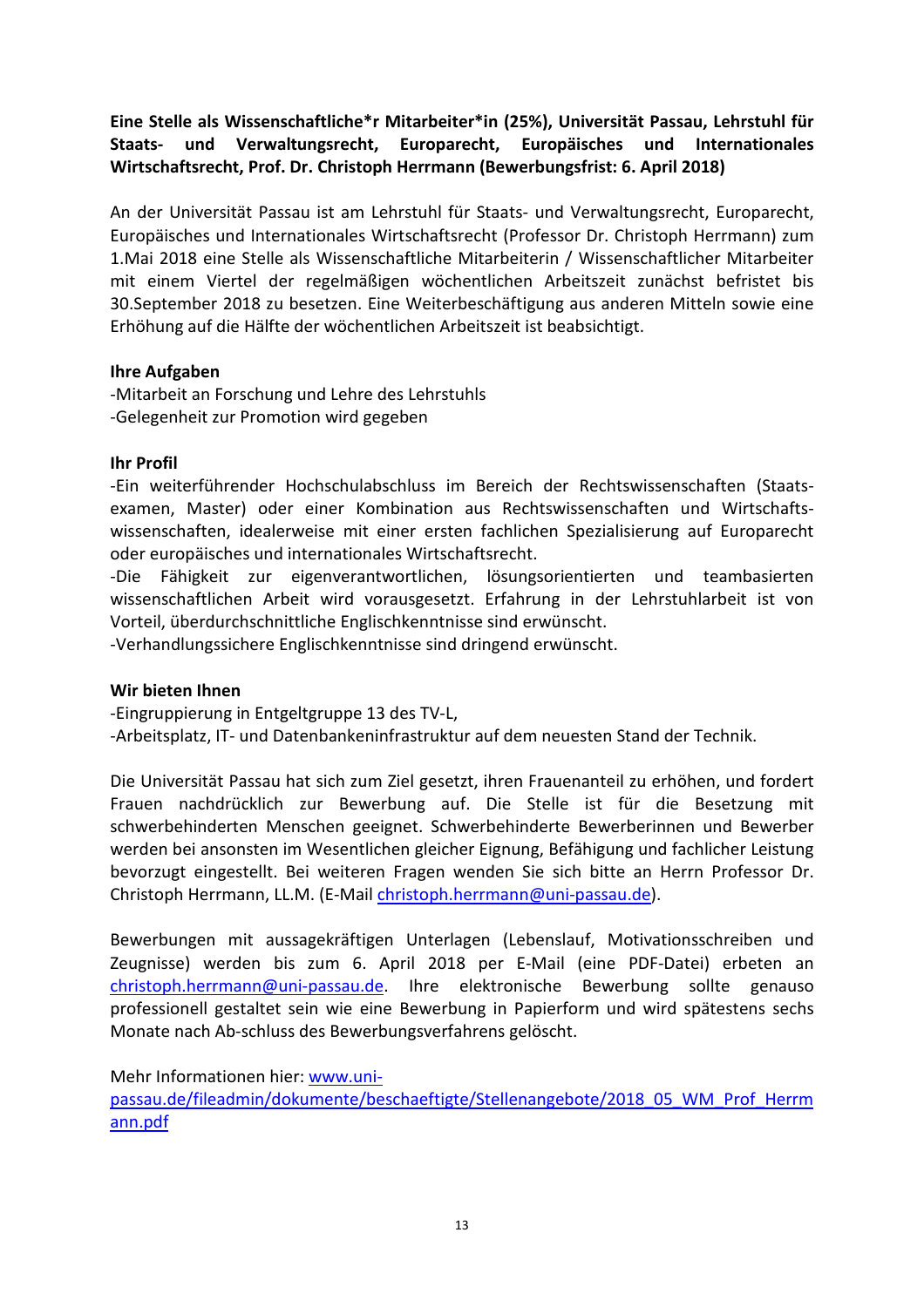**Eine Stelle als Wissenschaftliche*r Mitarbeiter*in (25%), Universität Passau, Lehrstuhl für Staats- und Verwaltungsrecht, Europarecht, Europäisches und Internationales Wirtschaftsrecht, Prof. Dr. Christoph Herrmann (Bewerbungsfrist: 6. April 2018)**

An der Universität Passau ist am Lehrstuhl für Staats- und Verwaltungsrecht, Europarecht, Europäisches und Internationales Wirtschaftsrecht (Professor Dr. Christoph Herrmann) zum 1.Mai 2018 eine Stelle als Wissenschaftliche Mitarbeiterin / Wissenschaftlicher Mitarbeiter mit einem Viertel der regelmäßigen wöchentlichen Arbeitszeit zunächst befristet bis 30.September 2018 zu besetzen. Eine Weiterbeschäftigung aus anderen Mitteln sowie eine Erhöhung auf die Hälfte der wöchentlichen Arbeitszeit ist beabsichtigt.

**Ihre Aufgaben**

-Mitarbeit an Forschung und Lehre des Lehrstuhls
-Gelegenheit zur Promotion wird gegeben

**Ihr Profil**

-Ein weiterführender Hochschulabschluss im Bereich der Rechtswissenschaften (Staatsexamen, Master) oder einer Kombination aus Rechtswissenschaften und Wirtschaftswissenschaften, idealerweise mit einer ersten fachlichen Spezialisierung auf Europarecht oder europäisches und internationales Wirtschaftsrecht.
-Die Fähigkeit zur eigenverantwortlichen, lösungsorientierten und teambasierten wissenschaftlichen Arbeit wird vorausgesetzt. Erfahrung in der Lehrstuhlarbeit ist von Vorteil, überdurchschnittliche Englischkenntnisse sind erwünscht.
-Verhandlungssichere Englischkenntnisse sind dringend erwünscht.

**Wir bieten Ihnen**

-Eingruppierung in Entgeltgruppe 13 des TV-L,
-Arbeitsplatz, IT- und Datenbankeninfrastruktur auf dem neuesten Stand der Technik.

Die Universität Passau hat sich zum Ziel gesetzt, ihren Frauenanteil zu erhöhen, und fordert Frauen nachdrücklich zur Bewerbung auf. Die Stelle ist für die Besetzung mit schwerbehinderten Menschen geeignet. Schwerbehinderte Bewerberinnen und Bewerber werden bei ansonsten im Wesentlichen gleicher Eignung, Befähigung und fachlicher Leistung bevorzugt eingestellt. Bei weiteren Fragen wenden Sie sich bitte an Herrn Professor Dr. Christoph Herrmann, LL.M. (E-Mail christoph.herrmann@uni-passau.de).

Bewerbungen mit aussagekräftigen Unterlagen (Lebenslauf, Motivationsschreiben und Zeugnisse) werden bis zum 6. April 2018 per E-Mail (eine PDF-Datei) erbeten an christoph.herrmann@uni-passau.de. Ihre elektronische Bewerbung sollte genauso professionell gestaltet sein wie eine Bewerbung in Papierform und wird spätestens sechs Monate nach Ab-schluss des Bewerbungsverfahrens gelöscht.

Mehr Informationen hier: www.uni-passau.de/fileadmin/dokumente/beschaeftigte/Stellenangebote/2018_05_WM_Prof_Herrmann.pdf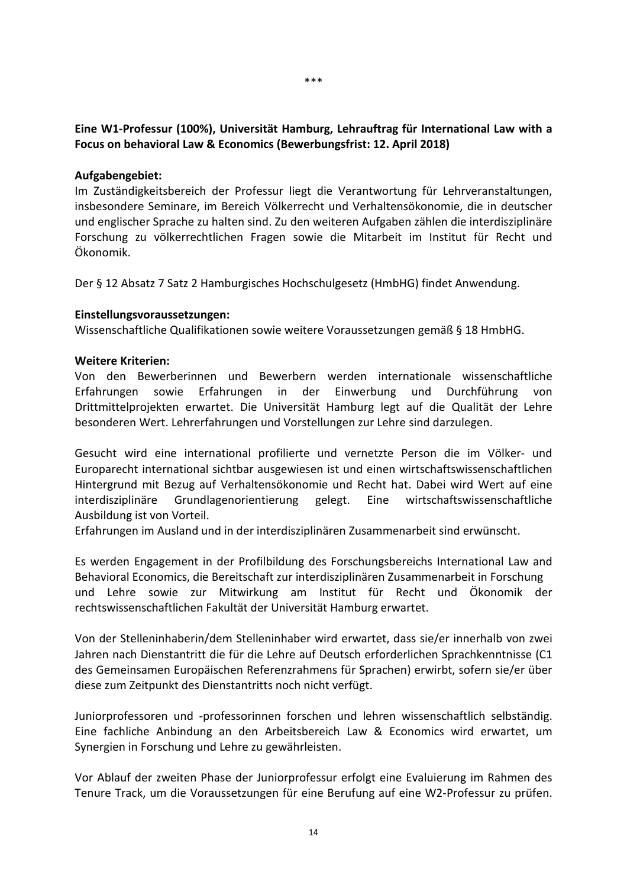***

**Eine W1-Professur (100%), Universität Hamburg, Lehrauftrag für International Law with a Focus on behavioral Law & Economics (Bewerbungsfrist: 12. April 2018)**

**Aufgabengebiet:**
Im Zuständigkeitsbereich der Professur liegt die Verantwortung für Lehrveranstaltungen, insbesondere Seminare, im Bereich Völkerrecht und Verhaltensökonomie, die in deutscher und englischer Sprache zu halten sind. Zu den weiteren Aufgaben zählen die interdisziplinäre Forschung zu völkerrechtlichen Fragen sowie die Mitarbeit im Institut für Recht und Ökonomik.

Der § 12 Absatz 7 Satz 2 Hamburgisches Hochschulgesetz (HmbHG) findet Anwendung.

**Einstellungsvoraussetzungen:**
Wissenschaftliche Qualifikationen sowie weitere Voraussetzungen gemäß § 18 HmbHG.

**Weitere Kriterien:**
Von den Bewerberinnen und Bewerbern werden internationale wissenschaftliche Erfahrungen sowie Erfahrungen in der Einwerbung und Durchführung von Drittmittelprojekten erwartet. Die Universität Hamburg legt auf die Qualität der Lehre besonderen Wert. Lehrerfahrungen und Vorstellungen zur Lehre sind darzulegen.

Gesucht wird eine international profilierte und vernetzte Person die im Völker- und Europarecht international sichtbar ausgewiesen ist und einen wirtschaftswissenschaftlichen Hintergrund mit Bezug auf Verhaltensökonomie und Recht hat. Dabei wird Wert auf eine interdisziplinäre Grundlagenorientierung gelegt. Eine wirtschaftswissenschaftliche Ausbildung ist von Vorteil.
Erfahrungen im Ausland und in der interdisziplinären Zusammenarbeit sind erwünscht.

Es werden Engagement in der Profilbildung des Forschungsbereichs International Law and Behavioral Economics, die Bereitschaft zur interdisziplinären Zusammenarbeit in Forschung und Lehre sowie zur Mitwirkung am Institut für Recht und Ökonomik der rechtswissenschaftlichen Fakultät der Universität Hamburg erwartet.

Von der Stelleninhaberin/dem Stelleninhaber wird erwartet, dass sie/er innerhalb von zwei Jahren nach Dienstantritt die für die Lehre auf Deutsch erforderlichen Sprachkenntnisse (C1 des Gemeinsamen Europäischen Referenzrahmens für Sprachen) erwirbt, sofern sie/er über diese zum Zeitpunkt des Dienstantritts noch nicht verfügt.

Juniorprofessoren und -professorinnen forschen und lehren wissenschaftlich selbständig. Eine fachliche Anbindung an den Arbeitsbereich Law & Economics wird erwartet, um Synergien in Forschung und Lehre zu gewährleisten.

Vor Ablauf der zweiten Phase der Juniorprofessur erfolgt eine Evaluierung im Rahmen des Tenure Track, um die Voraussetzungen für eine Berufung auf eine W2-Professur zu prüfen.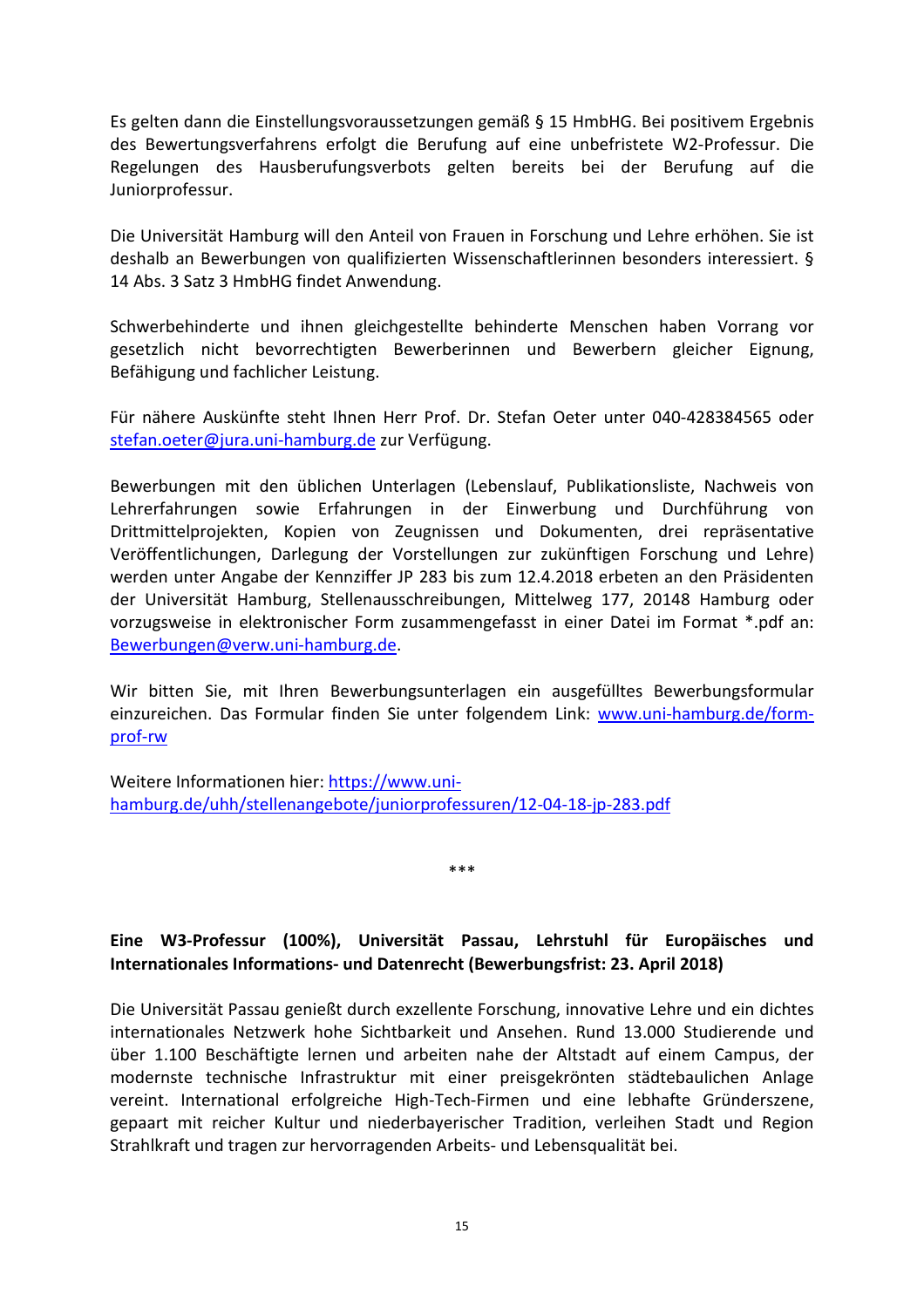Es gelten dann die Einstellungsvoraussetzungen gemäß § 15 HmbHG. Bei positivem Ergebnis des Bewertungsverfahrens erfolgt die Berufung auf eine unbefristete W2-Professur. Die Regelungen des Hausberufungsverbots gelten bereits bei der Berufung auf die Juniorprofessur.

Die Universität Hamburg will den Anteil von Frauen in Forschung und Lehre erhöhen. Sie ist deshalb an Bewerbungen von qualifizierten Wissenschaftlerinnen besonders interessiert. § 14 Abs. 3 Satz 3 HmbHG findet Anwendung.

Schwerbehinderte und ihnen gleichgestellte behinderte Menschen haben Vorrang vor gesetzlich nicht bevorrechtigten Bewerberinnen und Bewerbern gleicher Eignung, Befähigung und fachlicher Leistung.

Für nähere Auskünfte steht Ihnen Herr Prof. Dr. Stefan Oeter unter 040-428384565 oder stefan.oeter@jura.uni-hamburg.de zur Verfügung.

Bewerbungen mit den üblichen Unterlagen (Lebenslauf, Publikationsliste, Nachweis von Lehrerfahrungen sowie Erfahrungen in der Einwerbung und Durchführung von Drittmittelprojekten, Kopien von Zeugnissen und Dokumenten, drei repräsentative Veröffentlichungen, Darlegung der Vorstellungen zur zukünftigen Forschung und Lehre) werden unter Angabe der Kennziffer JP 283 bis zum 12.4.2018 erbeten an den Präsidenten der Universität Hamburg, Stellenausschreibungen, Mittelweg 177, 20148 Hamburg oder vorzugsweise in elektronischer Form zusammengefasst in einer Datei im Format *.pdf an: Bewerbungen@verw.uni-hamburg.de.

Wir bitten Sie, mit Ihren Bewerbungsunterlagen ein ausgefülltes Bewerbungsformular einzureichen. Das Formular finden Sie unter folgendem Link: www.uni-hamburg.de/form-prof-rw

Weitere Informationen hier: https://www.uni-hamburg.de/uhh/stellenangebote/juniorprofessuren/12-04-18-jp-283.pdf

***

**Eine W3-Professur (100%), Universität Passau, Lehrstuhl für Europäisches und Internationales Informations- und Datenrecht (Bewerbungsfrist: 23. April 2018)**

Die Universität Passau genießt durch exzellente Forschung, innovative Lehre und ein dichtes internationales Netzwerk hohe Sichtbarkeit und Ansehen. Rund 13.000 Studierende und über 1.100 Beschäftigte lernen und arbeiten nahe der Altstadt auf einem Campus, der modernste technische Infrastruktur mit einer preisgekrönten städtebaulichen Anlage vereint. International erfolgreiche High-Tech-Firmen und eine lebhafte Gründerszene, gepaart mit reicher Kultur und niederbayerischer Tradition, verleihen Stadt und Region Strahlkraft und tragen zur hervorragenden Arbeits- und Lebensqualität bei.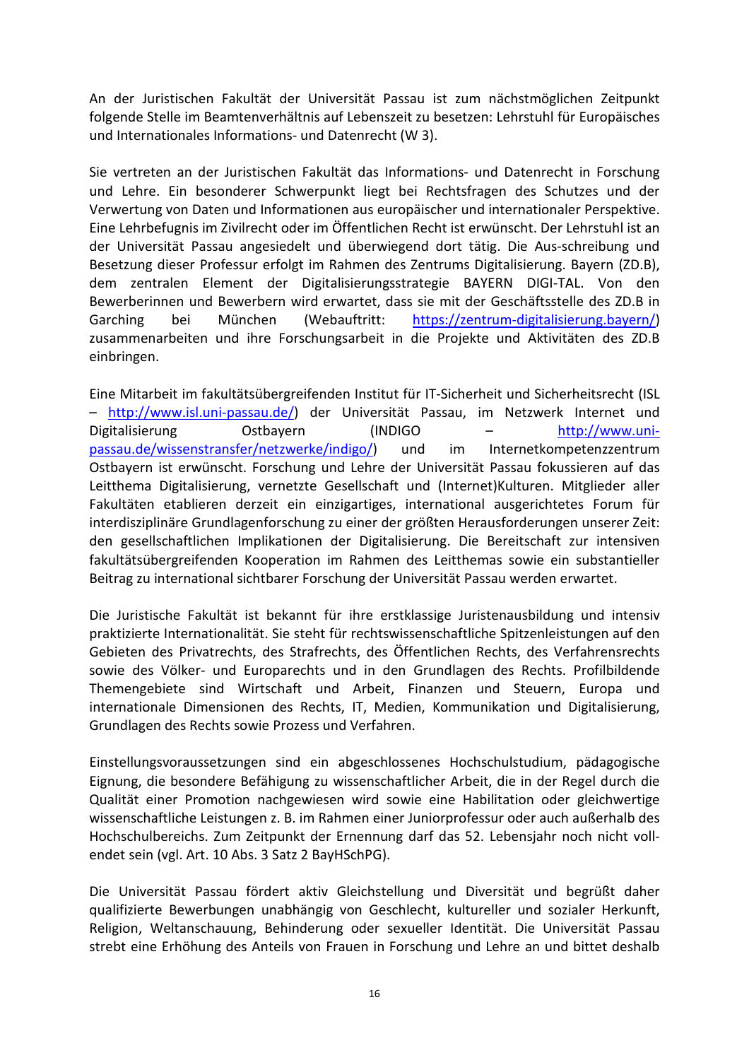An der Juristischen Fakultät der Universität Passau ist zum nächstmöglichen Zeitpunkt folgende Stelle im Beamtenverhältnis auf Lebenszeit zu besetzen: Lehrstuhl für Europäisches und Internationales Informations- und Datenrecht (W 3).

Sie vertreten an der Juristischen Fakultät das Informations- und Datenrecht in Forschung und Lehre. Ein besonderer Schwerpunkt liegt bei Rechtsfragen des Schutzes und der Verwertung von Daten und Informationen aus europäischer und internationaler Perspektive. Eine Lehrbefugnis im Zivilrecht oder im Öffentlichen Recht ist erwünscht. Der Lehrstuhl ist an der Universität Passau angesiedelt und überwiegend dort tätig. Die Aus-schreibung und Besetzung dieser Professur erfolgt im Rahmen des Zentrums Digitalisierung. Bayern (ZD.B), dem zentralen Element der Digitalisierungsstrategie BAYERN DIGI-TAL. Von den Bewerberinnen und Bewerbern wird erwartet, dass sie mit der Geschäftsstelle des ZD.B in Garching bei München (Webauftritt: https://zentrum-digitalisierung.bayern/) zusammenarbeiten und ihre Forschungsarbeit in die Projekte und Aktivitäten des ZD.B einbringen.

Eine Mitarbeit im fakultätsübergreifenden Institut für IT-Sicherheit und Sicherheitsrecht (ISL – http://www.isl.uni-passau.de/) der Universität Passau, im Netzwerk Internet und Digitalisierung Ostbayern (INDIGO – http://www.uni-passau.de/wissenstransfer/netzwerke/indigo/) und im Internetkompetenzzentrum Ostbayern ist erwünscht. Forschung und Lehre der Universität Passau fokussieren auf das Leitthema Digitalisierung, vernetzte Gesellschaft und (Internet)Kulturen. Mitglieder aller Fakultäten etablieren derzeit ein einzigartiges, international ausgerichtetes Forum für interdisziplinäre Grundlagenforschung zu einer der größten Herausforderungen unserer Zeit: den gesellschaftlichen Implikationen der Digitalisierung. Die Bereitschaft zur intensiven fakultätsübergreifenden Kooperation im Rahmen des Leitthemas sowie ein substantieller Beitrag zu international sichtbarer Forschung der Universität Passau werden erwartet.

Die Juristische Fakultät ist bekannt für ihre erstklassige Juristenausbildung und intensiv praktizierte Internationalität. Sie steht für rechtswissenschaftliche Spitzenleistungen auf den Gebieten des Privatrechts, des Strafrechts, des Öffentlichen Rechts, des Verfahrensrechts sowie des Völker- und Europarechts und in den Grundlagen des Rechts. Profilbildende Themengebiete sind Wirtschaft und Arbeit, Finanzen und Steuern, Europa und internationale Dimensionen des Rechts, IT, Medien, Kommunikation und Digitalisierung, Grundlagen des Rechts sowie Prozess und Verfahren.

Einstellungsvoraussetzungen sind ein abgeschlossenes Hochschulstudium, pädagogische Eignung, die besondere Befähigung zu wissenschaftlicher Arbeit, die in der Regel durch die Qualität einer Promotion nachgewiesen wird sowie eine Habilitation oder gleichwertige wissenschaftliche Leistungen z. B. im Rahmen einer Juniorprofessur oder auch außerhalb des Hochschulbereichs. Zum Zeitpunkt der Ernennung darf das 52. Lebensjahr noch nicht vollendet sein (vgl. Art. 10 Abs. 3 Satz 2 BayHSchPG).

Die Universität Passau fördert aktiv Gleichstellung und Diversität und begrüßt daher qualifizierte Bewerbungen unabhängig von Geschlecht, kultureller und sozialer Herkunft, Religion, Weltanschauung, Behinderung oder sexueller Identität. Die Universität Passau strebt eine Erhöhung des Anteils von Frauen in Forschung und Lehre an und bittet deshalb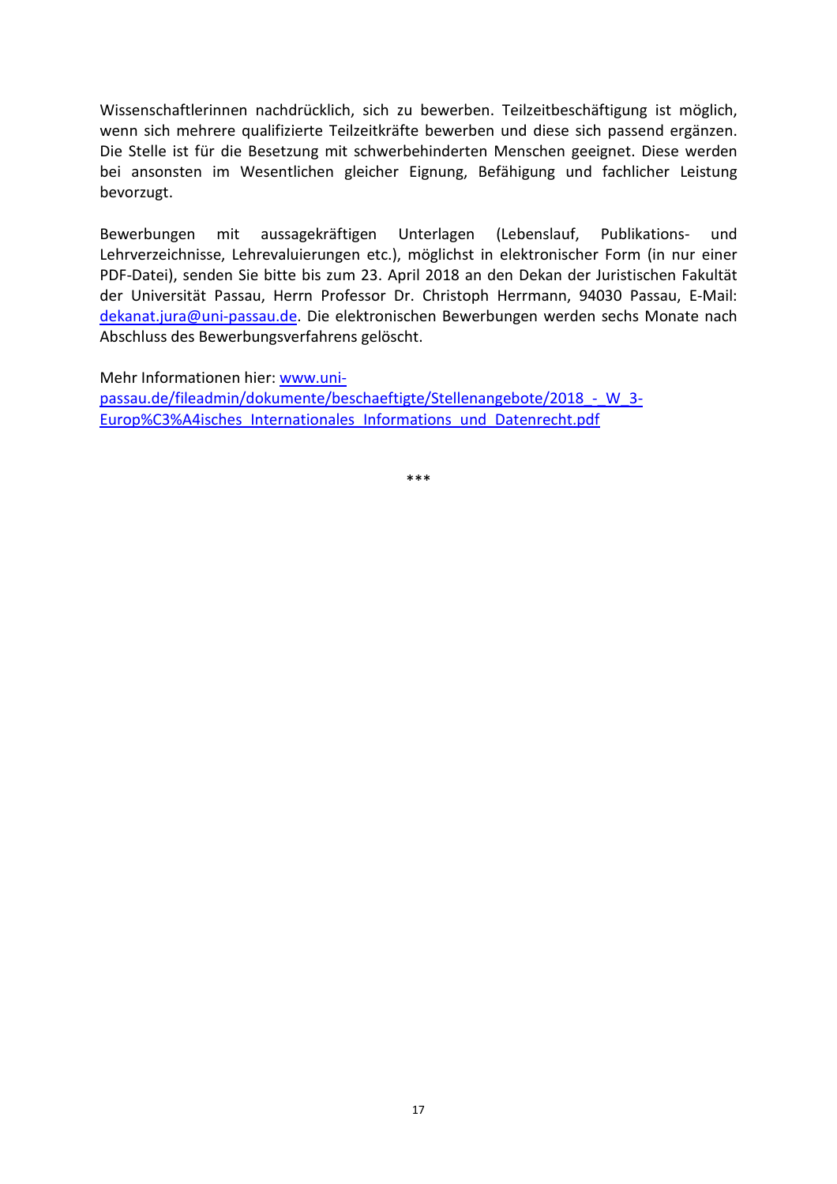Wissenschaftlerinnen nachdrücklich, sich zu bewerben. Teilzeitbeschäftigung ist möglich, wenn sich mehrere qualifizierte Teilzeitkräfte bewerben und diese sich passend ergänzen. Die Stelle ist für die Besetzung mit schwerbehinderten Menschen geeignet. Diese werden bei ansonsten im Wesentlichen gleicher Eignung, Befähigung und fachlicher Leistung bevorzugt.

Bewerbungen mit aussagekräftigen Unterlagen (Lebenslauf, Publikations- und Lehrverzeichnisse, Lehrevaluierungen etc.), möglichst in elektronischer Form (in nur einer PDF-Datei), senden Sie bitte bis zum 23. April 2018 an den Dekan der Juristischen Fakultät der Universität Passau, Herrn Professor Dr. Christoph Herrmann, 94030 Passau, E-Mail: dekanat.jura@uni-passau.de. Die elektronischen Bewerbungen werden sechs Monate nach Abschluss des Bewerbungsverfahrens gelöscht.

Mehr Informationen hier: www.uni-passau.de/fileadmin/dokumente/beschaeftigte/Stellenangebote/2018_-_W_3-Europ%C3%A4isches_Internationales_Informations_und_Datenrecht.pdf

***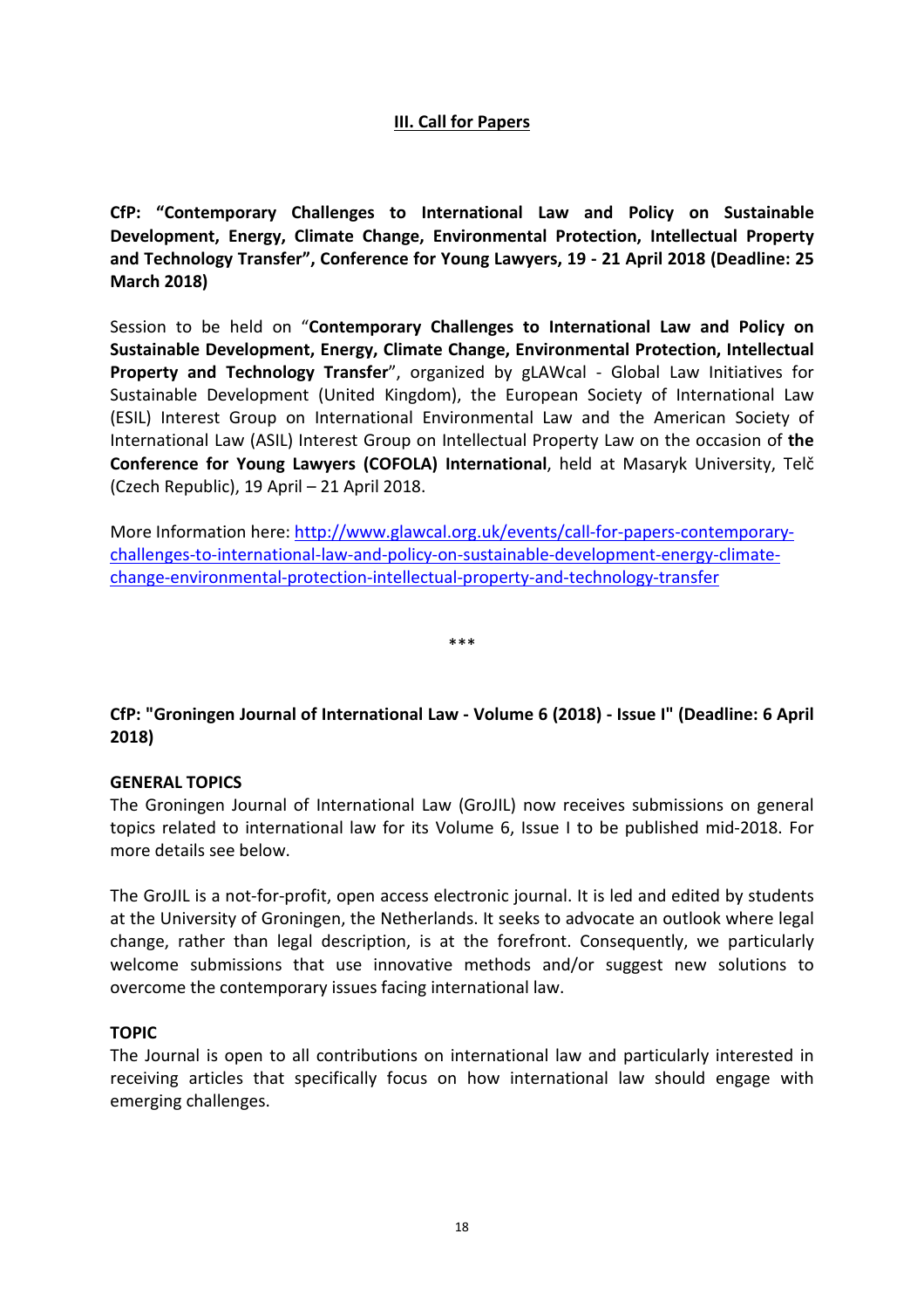## III. Call for Papers

**CfP: "Contemporary Challenges to International Law and Policy on Sustainable Development, Energy, Climate Change, Environmental Protection, Intellectual Property and Technology Transfer", Conference for Young Lawyers, 19 - 21 April 2018 (Deadline: 25 March 2018)**

Session to be held on "**Contemporary Challenges to International Law and Policy on Sustainable Development, Energy, Climate Change, Environmental Protection, Intellectual Property and Technology Transfer**", organized by gLAWcal - Global Law Initiatives for Sustainable Development (United Kingdom), the European Society of International Law (ESIL) Interest Group on International Environmental Law and the American Society of International Law (ASIL) Interest Group on Intellectual Property Law on the occasion of **the Conference for Young Lawyers (COFOLA) International**, held at Masaryk University, Telč (Czech Republic), 19 April – 21 April 2018.

More Information here: [http://www.glawcal.org.uk/events/call-for-papers-contemporary-challenges-to-international-law-and-policy-on-sustainable-development-energy-climate-change-environmental-protection-intellectual-property-and-technology-transfer](http://www.glawcal.org.uk/events/call-for-papers-contemporary-challenges-to-international-law-and-policy-on-sustainable-development-energy-climate-change-environmental-protection-intellectual-property-and-technology-transfer)

***

**CfP: "Groningen Journal of International Law - Volume 6 (2018) - Issue I" (Deadline: 6 April 2018)**

**GENERAL TOPICS**

The Groningen Journal of International Law (GroJIL) now receives submissions on general topics related to international law for its Volume 6, Issue I to be published mid-2018. For more details see below.

The GroJIL is a not-for-profit, open access electronic journal. It is led and edited by students at the University of Groningen, the Netherlands. It seeks to advocate an outlook where legal change, rather than legal description, is at the forefront. Consequently, we particularly welcome submissions that use innovative methods and/or suggest new solutions to overcome the contemporary issues facing international law.

**TOPIC**

The Journal is open to all contributions on international law and particularly interested in receiving articles that specifically focus on how international law should engage with emerging challenges.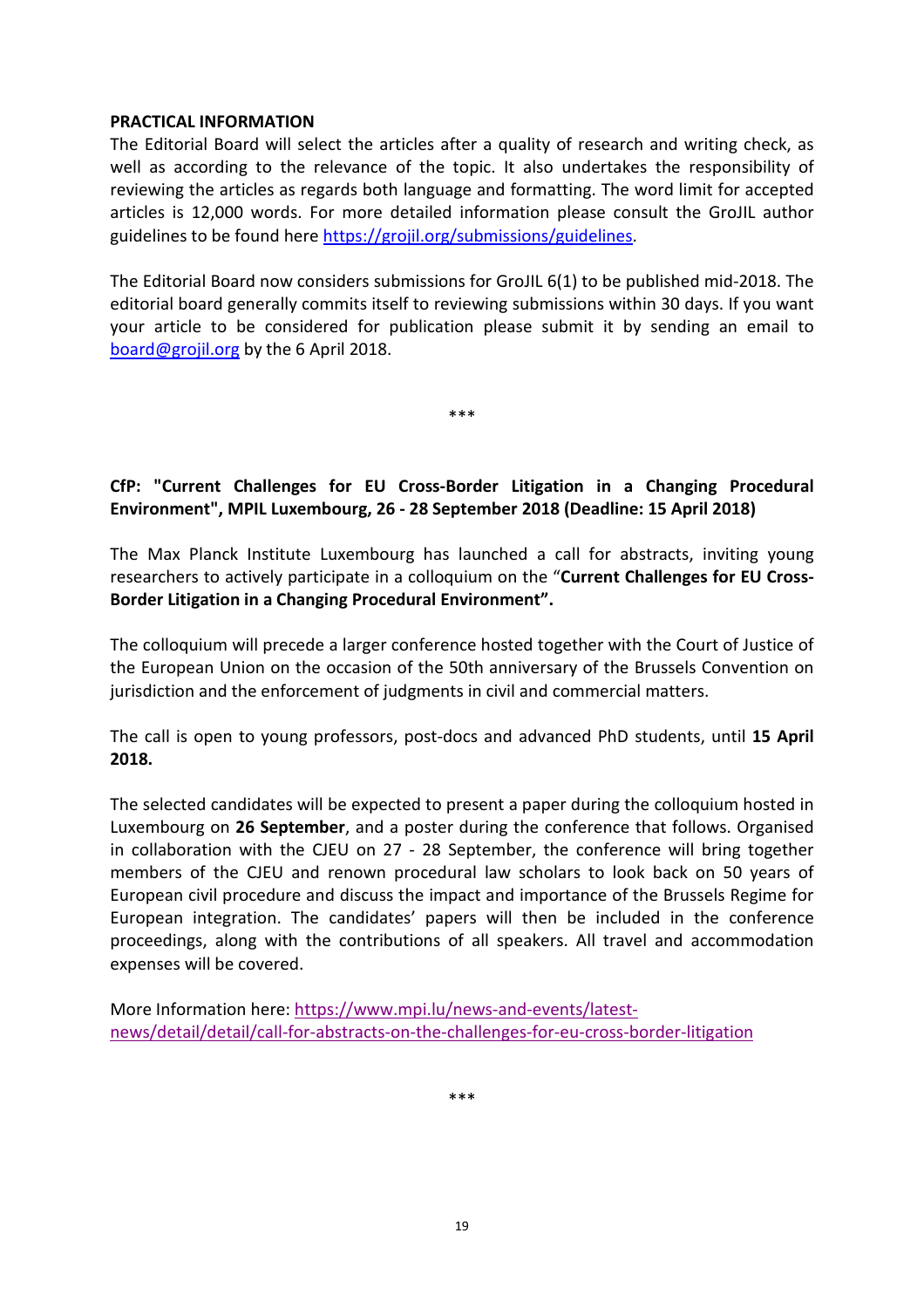**PRACTICAL INFORMATION**

The Editorial Board will select the articles after a quality of research and writing check, as well as according to the relevance of the topic. It also undertakes the responsibility of reviewing the articles as regards both language and formatting. The word limit for accepted articles is 12,000 words. For more detailed information please consult the GroJIL author guidelines to be found here https://grojil.org/submissions/guidelines.

The Editorial Board now considers submissions for GroJIL 6(1) to be published mid-2018. The editorial board generally commits itself to reviewing submissions within 30 days. If you want your article to be considered for publication please submit it by sending an email to board@grojil.org by the 6 April 2018.

\*\*\*

**CfP: "Current Challenges for EU Cross-Border Litigation in a Changing Procedural Environment", MPIL Luxembourg, 26 - 28 September 2018 (Deadline: 15 April 2018)**

The Max Planck Institute Luxembourg has launched a call for abstracts, inviting young researchers to actively participate in a colloquium on the "**Current Challenges for EU Cross-Border Litigation in a Changing Procedural Environment".**

The colloquium will precede a larger conference hosted together with the Court of Justice of the European Union on the occasion of the 50th anniversary of the Brussels Convention on jurisdiction and the enforcement of judgments in civil and commercial matters.

The call is open to young professors, post-docs and advanced PhD students, until **15 April 2018.**

The selected candidates will be expected to present a paper during the colloquium hosted in Luxembourg on **26 September**, and a poster during the conference that follows. Organised in collaboration with the CJEU on 27 - 28 September, the conference will bring together members of the CJEU and renown procedural law scholars to look back on 50 years of European civil procedure and discuss the impact and importance of the Brussels Regime for European integration. The candidates' papers will then be included in the conference proceedings, along with the contributions of all speakers. All travel and accommodation expenses will be covered.

More Information here: https://www.mpi.lu/news-and-events/latest-news/detail/detail/call-for-abstracts-on-the-challenges-for-eu-cross-border-litigation

\*\*\*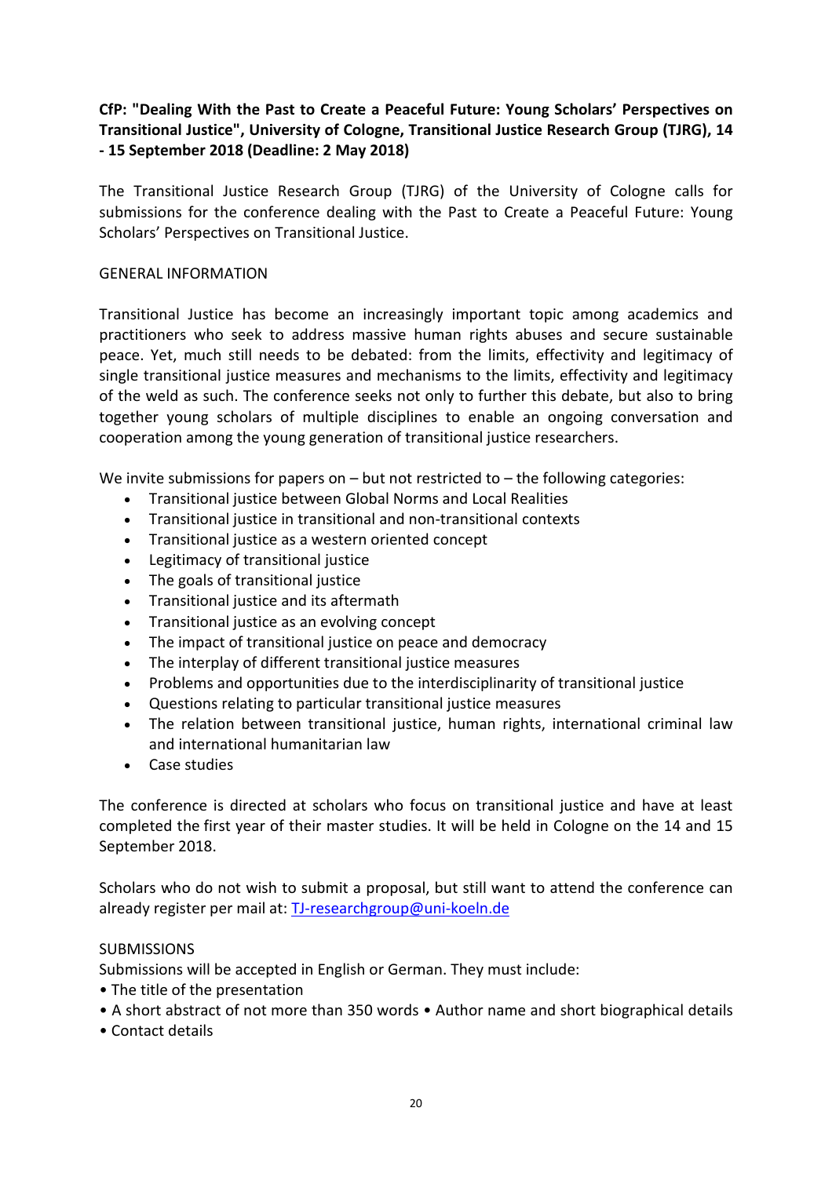**CfP: "Dealing With the Past to Create a Peaceful Future: Young Scholars' Perspectives on Transitional Justice", University of Cologne, Transitional Justice Research Group (TJRG), 14 - 15 September 2018 (Deadline: 2 May 2018)**

The Transitional Justice Research Group (TJRG) of the University of Cologne calls for submissions for the conference dealing with the Past to Create a Peaceful Future: Young Scholars' Perspectives on Transitional Justice.

GENERAL INFORMATION

Transitional Justice has become an increasingly important topic among academics and practitioners who seek to address massive human rights abuses and secure sustainable peace. Yet, much still needs to be debated: from the limits, effectivity and legitimacy of single transitional justice measures and mechanisms to the limits, effectivity and legitimacy of the weld as such. The conference seeks not only to further this debate, but also to bring together young scholars of multiple disciplines to enable an ongoing conversation and cooperation among the young generation of transitional justice researchers.

We invite submissions for papers on – but not restricted to – the following categories:

- Transitional justice between Global Norms and Local Realities
- Transitional justice in transitional and non-transitional contexts
- Transitional justice as a western oriented concept
- Legitimacy of transitional justice
- The goals of transitional justice
- Transitional justice and its aftermath
- Transitional justice as an evolving concept
- The impact of transitional justice on peace and democracy
- The interplay of different transitional justice measures
- Problems and opportunities due to the interdisciplinarity of transitional justice
- Questions relating to particular transitional justice measures
- The relation between transitional justice, human rights, international criminal law and international humanitarian law
- Case studies

The conference is directed at scholars who focus on transitional justice and have at least completed the first year of their master studies. It will be held in Cologne on the 14 and 15 September 2018.

Scholars who do not wish to submit a proposal, but still want to attend the conference can already register per mail at: TJ-researchgroup@uni-koeln.de

SUBMISSIONS

Submissions will be accepted in English or German. They must include:

- The title of the presentation
- A short abstract of not more than 350 words • Author name and short biographical details
- Contact details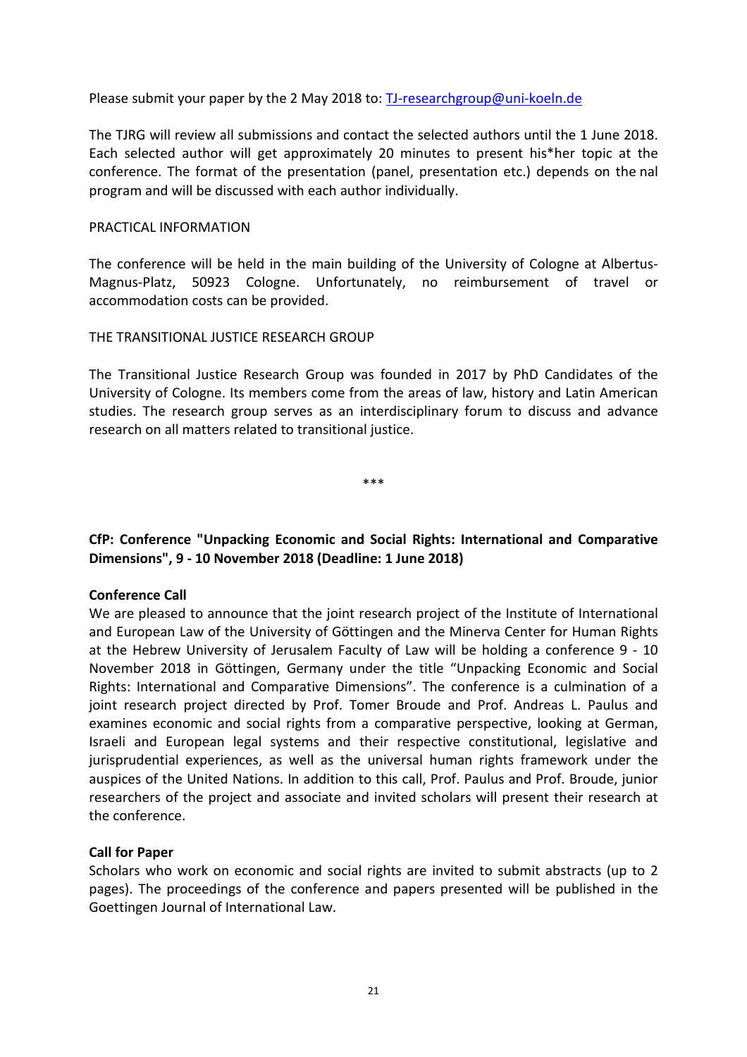Please submit your paper by the 2 May 2018 to: [TJ-researchgroup@uni-koeln.de](mailto:TJ-researchgroup@uni-koeln.de)

The TJRG will review all submissions and contact the selected authors until the 1 June 2018. Each selected author will get approximately 20 minutes to present his*her topic at the conference. The format of the presentation (panel, presentation etc.) depends on the nal program and will be discussed with each author individually.

PRACTICAL INFORMATION

The conference will be held in the main building of the University of Cologne at Albertus-Magnus-Platz, 50923 Cologne. Unfortunately, no reimbursement of travel or accommodation costs can be provided.

THE TRANSITIONAL JUSTICE RESEARCH GROUP

The Transitional Justice Research Group was founded in 2017 by PhD Candidates of the University of Cologne. Its members come from the areas of law, history and Latin American studies. The research group serves as an interdisciplinary forum to discuss and advance research on all matters related to transitional justice.

***

**CfP: Conference "Unpacking Economic and Social Rights: International and Comparative Dimensions", 9 - 10 November 2018 (Deadline: 1 June 2018)**

**Conference Call**

We are pleased to announce that the joint research project of the Institute of International and European Law of the University of Göttingen and the Minerva Center for Human Rights at the Hebrew University of Jerusalem Faculty of Law will be holding a conference 9 - 10 November 2018 in Göttingen, Germany under the title "Unpacking Economic and Social Rights: International and Comparative Dimensions". The conference is a culmination of a joint research project directed by Prof. Tomer Broude and Prof. Andreas L. Paulus and examines economic and social rights from a comparative perspective, looking at German, Israeli and European legal systems and their respective constitutional, legislative and jurisprudential experiences, as well as the universal human rights framework under the auspices of the United Nations. In addition to this call, Prof. Paulus and Prof. Broude, junior researchers of the project and associate and invited scholars will present their research at the conference.

**Call for Paper**

Scholars who work on economic and social rights are invited to submit abstracts (up to 2 pages). The proceedings of the conference and papers presented will be published in the Goettingen Journal of International Law.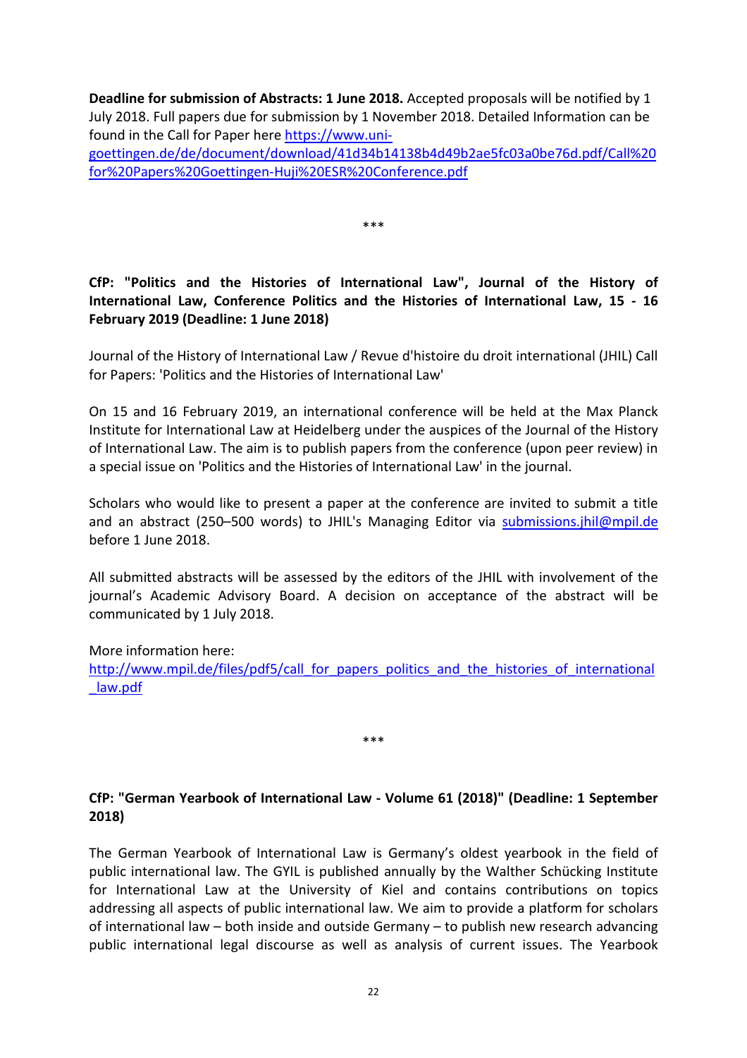**Deadline for submission of Abstracts: 1 June 2018.** Accepted proposals will be notified by 1 July 2018. Full papers due for submission by 1 November 2018. Detailed Information can be found in the Call for Paper here https://www.uni-goettingen.de/de/document/download/41d34b14138b4d49b2ae5fc03a0be76d.pdf/Call%20for%20Papers%20Goettingen-Huji%20ESR%20Conference.pdf

***

**CfP: "Politics and the Histories of International Law", Journal of the History of International Law, Conference Politics and the Histories of International Law, 15 - 16 February 2019 (Deadline: 1 June 2018)**

Journal of the History of International Law / Revue d'histoire du droit international (JHIL) Call for Papers: 'Politics and the Histories of International Law'

On 15 and 16 February 2019, an international conference will be held at the Max Planck Institute for International Law at Heidelberg under the auspices of the Journal of the History of International Law. The aim is to publish papers from the conference (upon peer review) in a special issue on 'Politics and the Histories of International Law' in the journal.

Scholars who would like to present a paper at the conference are invited to submit a title and an abstract (250–500 words) to JHIL's Managing Editor via submissions.jhil@mpil.de before 1 June 2018.

All submitted abstracts will be assessed by the editors of the JHIL with involvement of the journal's Academic Advisory Board. A decision on acceptance of the abstract will be communicated by 1 July 2018.

More information here:
http://www.mpil.de/files/pdf5/call_for_papers_politics_and_the_histories_of_international_law.pdf

***

**CfP: "German Yearbook of International Law - Volume 61 (2018)" (Deadline: 1 September 2018)**

The German Yearbook of International Law is Germany's oldest yearbook in the field of public international law. The GYIL is published annually by the Walther Schücking Institute for International Law at the University of Kiel and contains contributions on topics addressing all aspects of public international law. We aim to provide a platform for scholars of international law – both inside and outside Germany – to publish new research advancing public international legal discourse as well as analysis of current issues. The Yearbook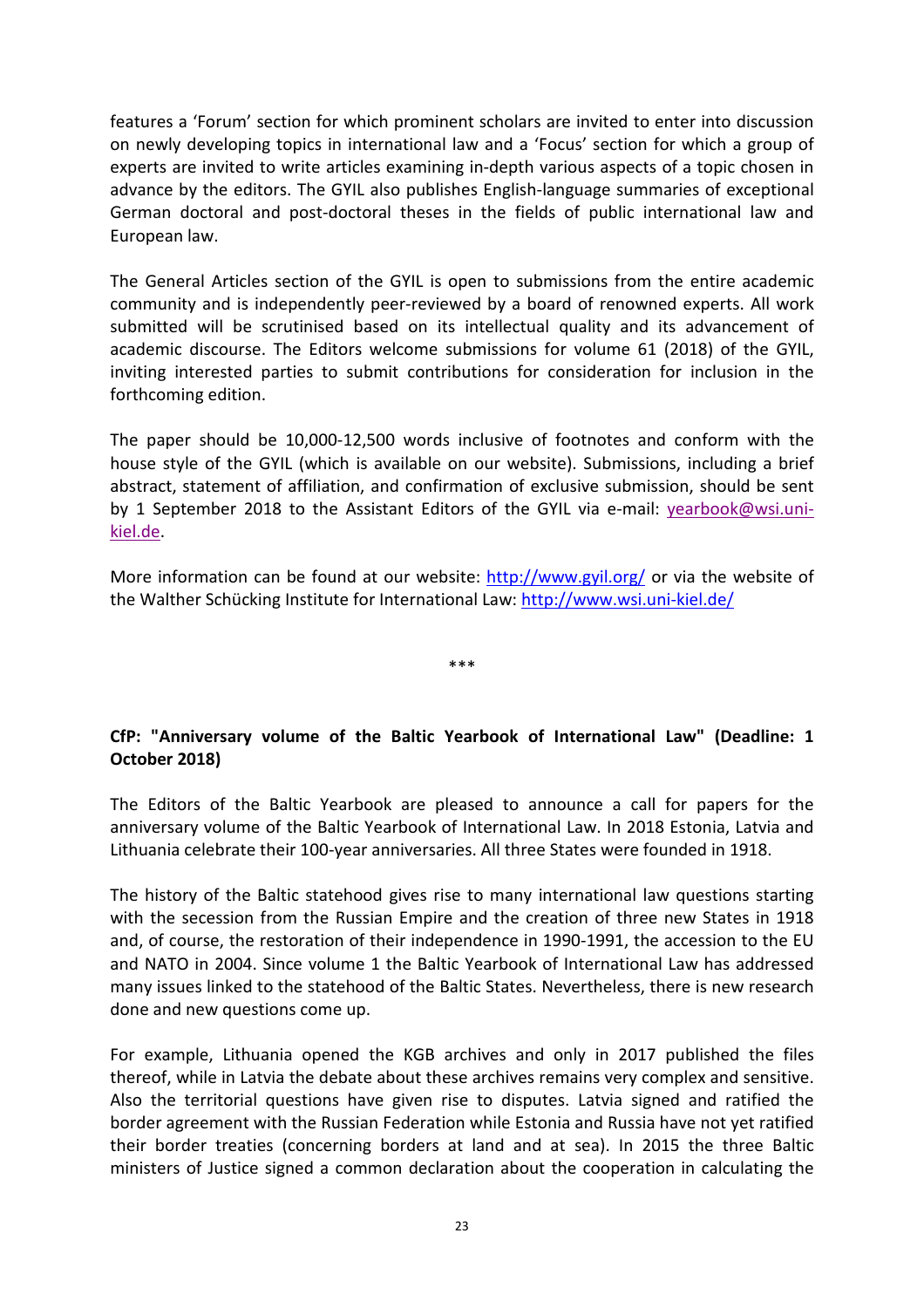features a 'Forum' section for which prominent scholars are invited to enter into discussion on newly developing topics in international law and a 'Focus' section for which a group of experts are invited to write articles examining in-depth various aspects of a topic chosen in advance by the editors. The GYIL also publishes English-language summaries of exceptional German doctoral and post-doctoral theses in the fields of public international law and European law.

The General Articles section of the GYIL is open to submissions from the entire academic community and is independently peer-reviewed by a board of renowned experts. All work submitted will be scrutinised based on its intellectual quality and its advancement of academic discourse. The Editors welcome submissions for volume 61 (2018) of the GYIL, inviting interested parties to submit contributions for consideration for inclusion in the forthcoming edition.

The paper should be 10,000-12,500 words inclusive of footnotes and conform with the house style of the GYIL (which is available on our website). Submissions, including a brief abstract, statement of affiliation, and confirmation of exclusive submission, should be sent by 1 September 2018 to the Assistant Editors of the GYIL via e-mail: [yearbook@wsi.uni-kiel.de](mailto:yearbook@wsi.uni-kiel.de).

More information can be found at our website: [http://www.gyil.org/](http://www.gyil.org/) or via the website of the Walther Schücking Institute for International Law: [http://www.wsi.uni-kiel.de/](http://www.wsi.uni-kiel.de/)

***

**CfP: "Anniversary volume of the Baltic Yearbook of International Law" (Deadline: 1 October 2018)**

The Editors of the Baltic Yearbook are pleased to announce a call for papers for the anniversary volume of the Baltic Yearbook of International Law. In 2018 Estonia, Latvia and Lithuania celebrate their 100-year anniversaries. All three States were founded in 1918.

The history of the Baltic statehood gives rise to many international law questions starting with the secession from the Russian Empire and the creation of three new States in 1918 and, of course, the restoration of their independence in 1990-1991, the accession to the EU and NATO in 2004. Since volume 1 the Baltic Yearbook of International Law has addressed many issues linked to the statehood of the Baltic States. Nevertheless, there is new research done and new questions come up.

For example, Lithuania opened the KGB archives and only in 2017 published the files thereof, while in Latvia the debate about these archives remains very complex and sensitive. Also the territorial questions have given rise to disputes. Latvia signed and ratified the border agreement with the Russian Federation while Estonia and Russia have not yet ratified their border treaties (concerning borders at land and at sea). In 2015 the three Baltic ministers of Justice signed a common declaration about the cooperation in calculating the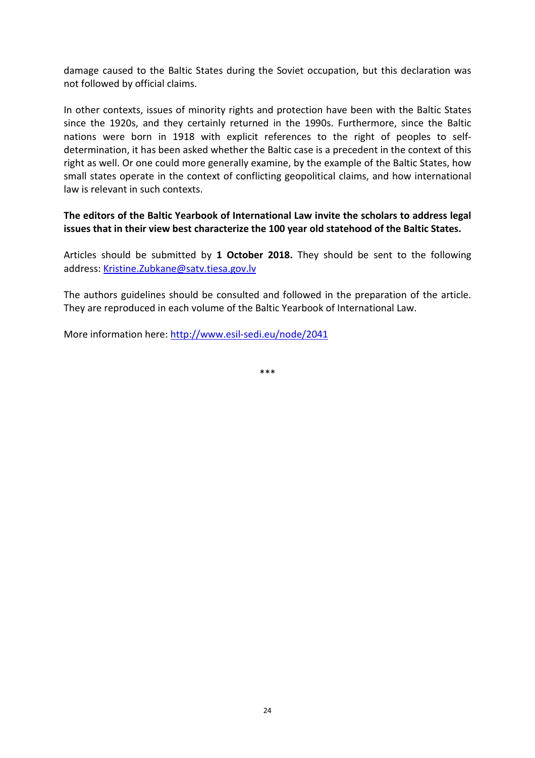damage caused to the Baltic States during the Soviet occupation, but this declaration was not followed by official claims.

In other contexts, issues of minority rights and protection have been with the Baltic States since the 1920s, and they certainly returned in the 1990s. Furthermore, since the Baltic nations were born in 1918 with explicit references to the right of peoples to self-determination, it has been asked whether the Baltic case is a precedent in the context of this right as well. Or one could more generally examine, by the example of the Baltic States, how small states operate in the context of conflicting geopolitical claims, and how international law is relevant in such contexts.

**The editors of the Baltic Yearbook of International Law invite the scholars to address legal issues that in their view best characterize the 100 year old statehood of the Baltic States.**

Articles should be submitted by **1 October 2018.** They should be sent to the following address: Kristine.Zubkane@satv.tiesa.gov.lv

The authors guidelines should be consulted and followed in the preparation of the article. They are reproduced in each volume of the Baltic Yearbook of International Law.

More information here: http://www.esil-sedi.eu/node/2041

\*\*\*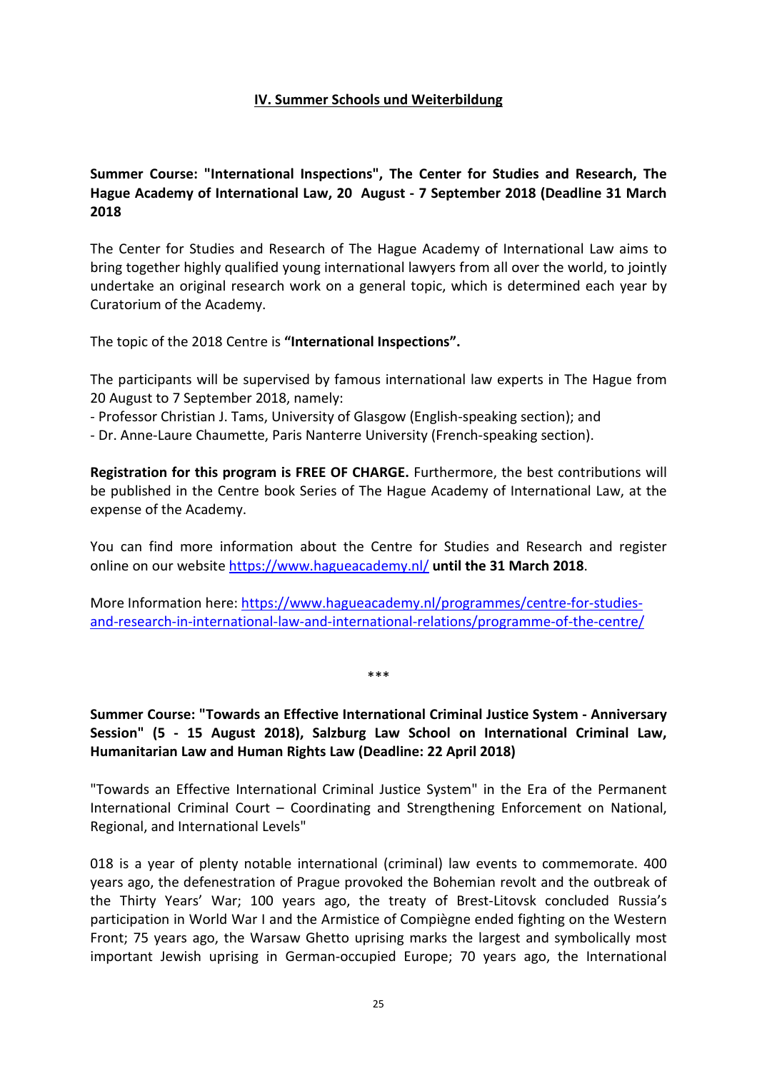## IV. Summer Schools und Weiterbildung

**Summer Course: "International Inspections", The Center for Studies and Research, The Hague Academy of International Law, 20 August - 7 September 2018 (Deadline 31 March 2018**

The Center for Studies and Research of The Hague Academy of International Law aims to bring together highly qualified young international lawyers from all over the world, to jointly undertake an original research work on a general topic, which is determined each year by Curatorium of the Academy.

The topic of the 2018 Centre is **"International Inspections".**

The participants will be supervised by famous international law experts in The Hague from 20 August to 7 September 2018, namely:
- Professor Christian J. Tams, University of Glasgow (English-speaking section); and
- Dr. Anne-Laure Chaumette, Paris Nanterre University (French-speaking section).

**Registration for this program is FREE OF CHARGE.** Furthermore, the best contributions will be published in the Centre book Series of The Hague Academy of International Law, at the expense of the Academy.

You can find more information about the Centre for Studies and Research and register online on our website https://www.hagueacademy.nl/ **until the 31 March 2018**.

More Information here: https://www.hagueacademy.nl/programmes/centre-for-studies-and-research-in-international-law-and-international-relations/programme-of-the-centre/

\*\*\*

**Summer Course: "Towards an Effective International Criminal Justice System - Anniversary Session" (5 - 15 August 2018), Salzburg Law School on International Criminal Law, Humanitarian Law and Human Rights Law (Deadline: 22 April 2018)**

"Towards an Effective International Criminal Justice System" in the Era of the Permanent International Criminal Court – Coordinating and Strengthening Enforcement on National, Regional, and International Levels"

018 is a year of plenty notable international (criminal) law events to commemorate. 400 years ago, the defenestration of Prague provoked the Bohemian revolt and the outbreak of the Thirty Years' War; 100 years ago, the treaty of Brest-Litovsk concluded Russia's participation in World War I and the Armistice of Compiègne ended fighting on the Western Front; 75 years ago, the Warsaw Ghetto uprising marks the largest and symbolically most important Jewish uprising in German-occupied Europe; 70 years ago, the International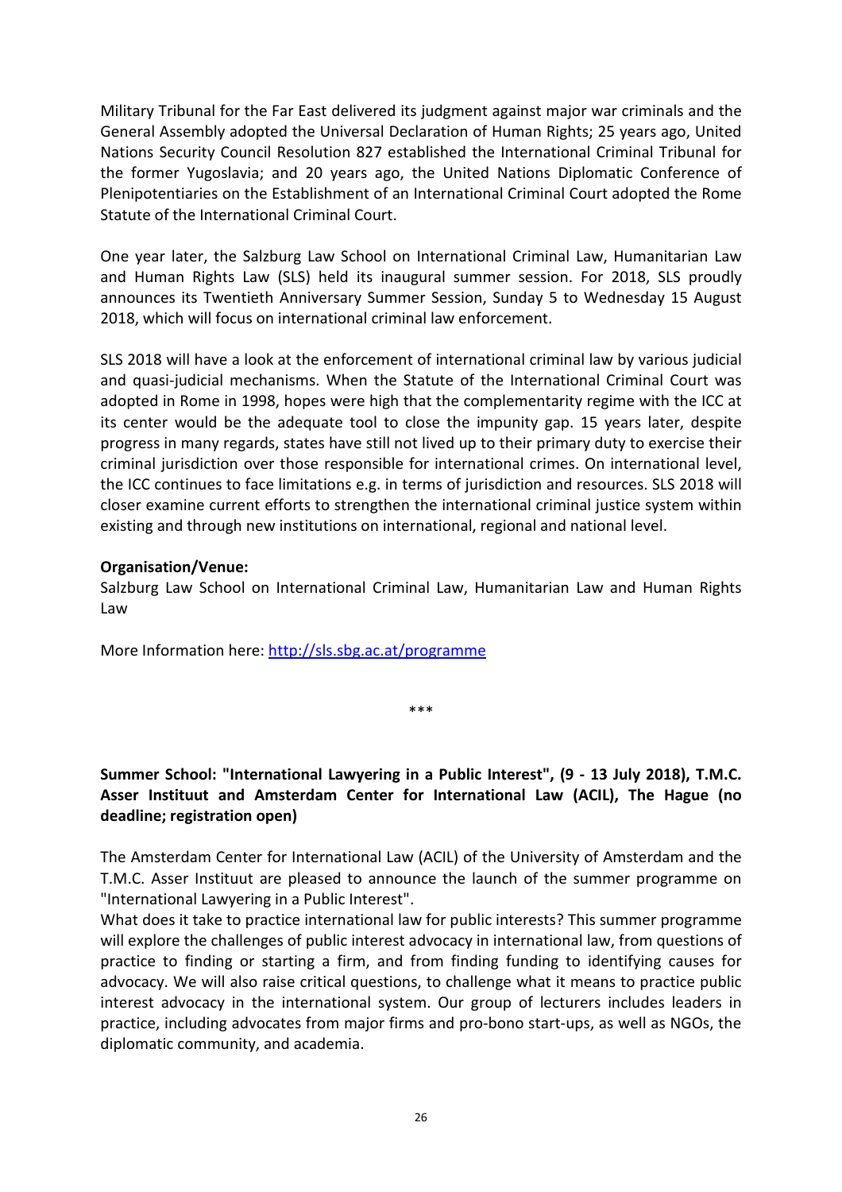Military Tribunal for the Far East delivered its judgment against major war criminals and the General Assembly adopted the Universal Declaration of Human Rights; 25 years ago, United Nations Security Council Resolution 827 established the International Criminal Tribunal for the former Yugoslavia; and 20 years ago, the United Nations Diplomatic Conference of Plenipotentiaries on the Establishment of an International Criminal Court adopted the Rome Statute of the International Criminal Court.

One year later, the Salzburg Law School on International Criminal Law, Humanitarian Law and Human Rights Law (SLS) held its inaugural summer session. For 2018, SLS proudly announces its Twentieth Anniversary Summer Session, Sunday 5 to Wednesday 15 August 2018, which will focus on international criminal law enforcement.

SLS 2018 will have a look at the enforcement of international criminal law by various judicial and quasi-judicial mechanisms. When the Statute of the International Criminal Court was adopted in Rome in 1998, hopes were high that the complementarity regime with the ICC at its center would be the adequate tool to close the impunity gap. 15 years later, despite progress in many regards, states have still not lived up to their primary duty to exercise their criminal jurisdiction over those responsible for international crimes. On international level, the ICC continues to face limitations e.g. in terms of jurisdiction and resources. SLS 2018 will closer examine current efforts to strengthen the international criminal justice system within existing and through new institutions on international, regional and national level.

**Organisation/Venue:**
Salzburg Law School on International Criminal Law, Humanitarian Law and Human Rights Law

More Information here: http://sls.sbg.ac.at/programme

***

**Summer School: "International Lawyering in a Public Interest", (9 - 13 July 2018), T.M.C. Asser Instituut and Amsterdam Center for International Law (ACIL), The Hague (no deadline; registration open)**

The Amsterdam Center for International Law (ACIL) of the University of Amsterdam and the T.M.C. Asser Instituut are pleased to announce the launch of the summer programme on "International Lawyering in a Public Interest".
What does it take to practice international law for public interests? This summer programme will explore the challenges of public interest advocacy in international law, from questions of practice to finding or starting a firm, and from finding funding to identifying causes for advocacy. We will also raise critical questions, to challenge what it means to practice public interest advocacy in the international system. Our group of lecturers includes leaders in practice, including advocates from major firms and pro-bono start-ups, as well as NGOs, the diplomatic community, and academia.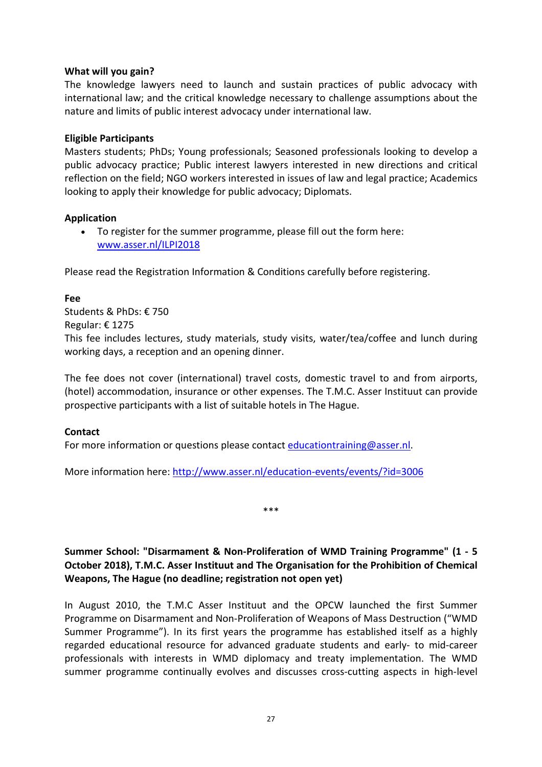**What will you gain?**

The knowledge lawyers need to launch and sustain practices of public advocacy with international law; and the critical knowledge necessary to challenge assumptions about the nature and limits of public interest advocacy under international law.

**Eligible Participants**

Masters students; PhDs; Young professionals; Seasoned professionals looking to develop a public advocacy practice; Public interest lawyers interested in new directions and critical reflection on the field; NGO workers interested in issues of law and legal practice; Academics looking to apply their knowledge for public advocacy; Diplomats.

**Application**

- To register for the summer programme, please fill out the form here: www.asser.nl/ILPI2018

Please read the Registration Information & Conditions carefully before registering.

**Fee**

Students & PhDs: € 750
Regular: € 1275
This fee includes lectures, study materials, study visits, water/tea/coffee and lunch during working days, a reception and an opening dinner.

The fee does not cover (international) travel costs, domestic travel to and from airports, (hotel) accommodation, insurance or other expenses. The T.M.C. Asser Instituut can provide prospective participants with a list of suitable hotels in The Hague.

**Contact**

For more information or questions please contact educationtraining@asser.nl.

More information here: http://www.asser.nl/education-events/events/?id=3006

***

**Summer School: "Disarmament & Non-Proliferation of WMD Training Programme" (1 - 5 October 2018), T.M.C. Asser Instituut and The Organisation for the Prohibition of Chemical Weapons, The Hague (no deadline; registration not open yet)**

In August 2010, the T.M.C Asser Instituut and the OPCW launched the first Summer Programme on Disarmament and Non-Proliferation of Weapons of Mass Destruction ("WMD Summer Programme"). In its first years the programme has established itself as a highly regarded educational resource for advanced graduate students and early- to mid-career professionals with interests in WMD diplomacy and treaty implementation. The WMD summer programme continually evolves and discusses cross-cutting aspects in high-level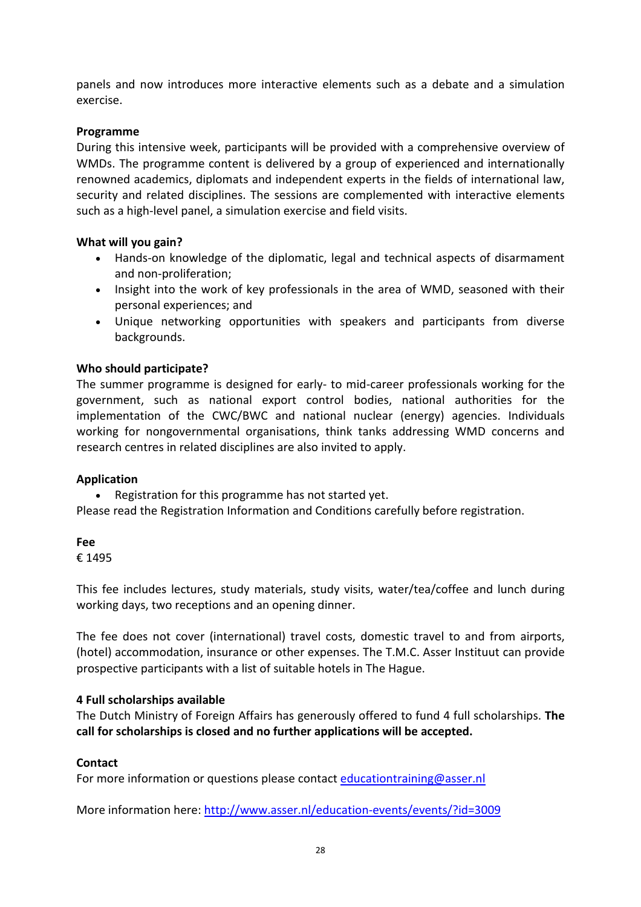panels and now introduces more interactive elements such as a debate and a simulation exercise.

**Programme**
During this intensive week, participants will be provided with a comprehensive overview of WMDs. The programme content is delivered by a group of experienced and internationally renowned academics, diplomats and independent experts in the fields of international law, security and related disciplines. The sessions are complemented with interactive elements such as a high-level panel, a simulation exercise and field visits.

**What will you gain?**

- Hands-on knowledge of the diplomatic, legal and technical aspects of disarmament and non-proliferation;
- Insight into the work of key professionals in the area of WMD, seasoned with their personal experiences; and
- Unique networking opportunities with speakers and participants from diverse backgrounds.

**Who should participate?**
The summer programme is designed for early- to mid-career professionals working for the government, such as national export control bodies, national authorities for the implementation of the CWC/BWC and national nuclear (energy) agencies. Individuals working for nongovernmental organisations, think tanks addressing WMD concerns and research centres in related disciplines are also invited to apply.

**Application**

- Registration for this programme has not started yet.

Please read the Registration Information and Conditions carefully before registration.

**Fee**
€ 1495

This fee includes lectures, study materials, study visits, water/tea/coffee and lunch during working days, two receptions and an opening dinner.

The fee does not cover (international) travel costs, domestic travel to and from airports, (hotel) accommodation, insurance or other expenses. The T.M.C. Asser Instituut can provide prospective participants with a list of suitable hotels in The Hague.

**4 Full scholarships available**
The Dutch Ministry of Foreign Affairs has generously offered to fund 4 full scholarships. **The call for scholarships is closed and no further applications will be accepted.**

**Contact**
For more information or questions please contact educationtraining@asser.nl

More information here: http://www.asser.nl/education-events/events/?id=3009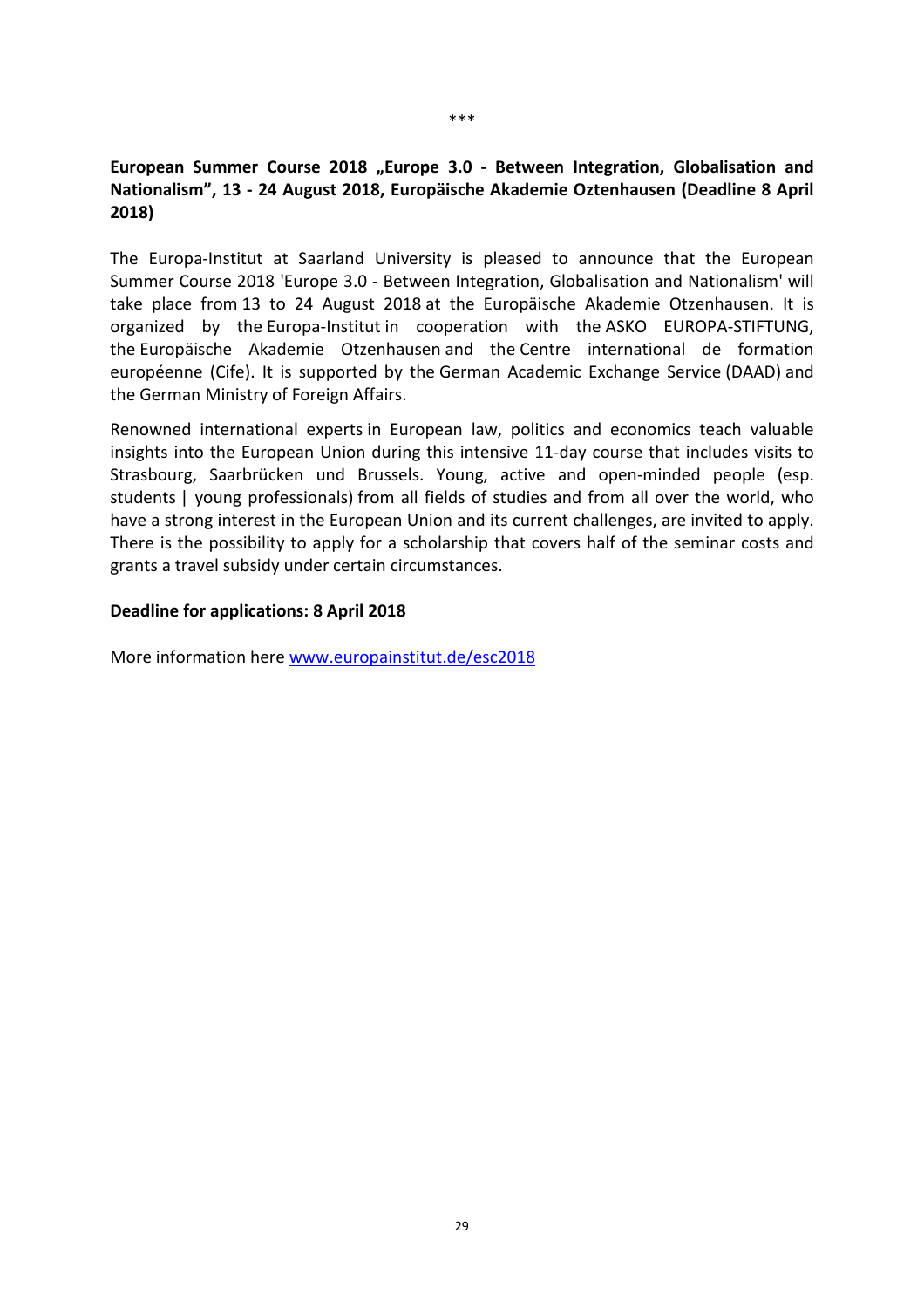\*\*\*

**European Summer Course 2018 „Europe 3.0 - Between Integration, Globalisation and Nationalism", 13 - 24 August 2018, Europäische Akademie Oztenhausen (Deadline 8 April 2018)**

The Europa-Institut at Saarland University is pleased to announce that the European Summer Course 2018 'Europe 3.0 - Between Integration, Globalisation and Nationalism' will take place from 13 to 24 August 2018 at the Europäische Akademie Otzenhausen. It is organized by the Europa-Institut in cooperation with the ASKO EUROPA-STIFTUNG, the Europäische Akademie Otzenhausen and the Centre international de formation européenne (Cife). It is supported by the German Academic Exchange Service (DAAD) and the German Ministry of Foreign Affairs.

Renowned international experts in European law, politics and economics teach valuable insights into the European Union during this intensive 11-day course that includes visits to Strasbourg, Saarbrücken und Brussels. Young, active and open-minded people (esp. students | young professionals) from all fields of studies and from all over the world, who have a strong interest in the European Union and its current challenges, are invited to apply. There is the possibility to apply for a scholarship that covers half of the seminar costs and grants a travel subsidy under certain circumstances.

**Deadline for applications: 8 April 2018**

More information here www.europainstitut.de/esc2018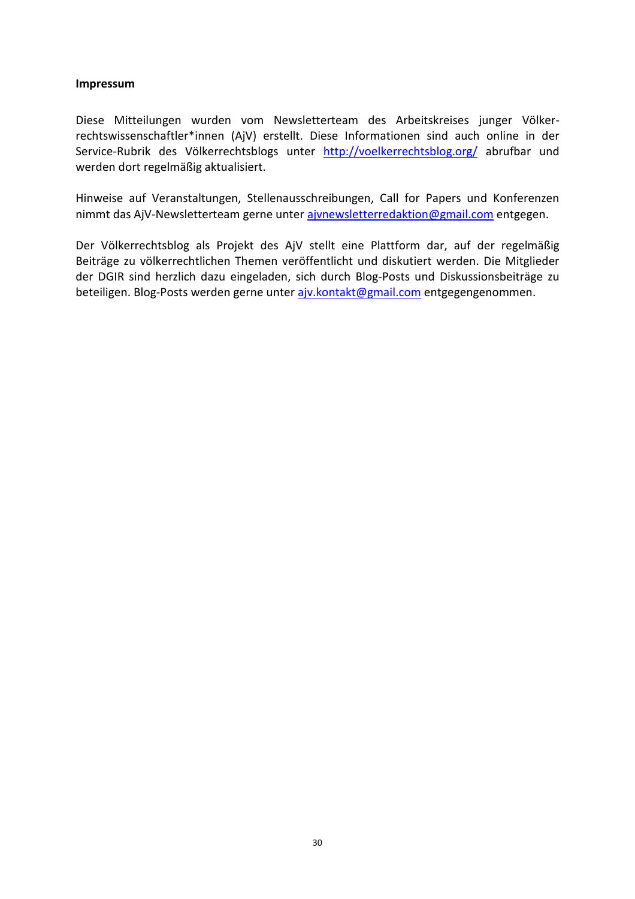**Impressum**

Diese Mitteilungen wurden vom Newsletterteam des Arbeitskreises junger Völkerrechtswissenschaftler*innen (AjV) erstellt. Diese Informationen sind auch online in der Service-Rubrik des Völkerrechtsblogs unter http://voelkerrechtsblog.org/ abrufbar und werden dort regelmäßig aktualisiert.

Hinweise auf Veranstaltungen, Stellenausschreibungen, Call for Papers und Konferenzen nimmt das AjV-Newsletterteam gerne unter ajvnewsletterredaktion@gmail.com entgegen.

Der Völkerrechtsblog als Projekt des AjV stellt eine Plattform dar, auf der regelmäßig Beiträge zu völkerrechtlichen Themen veröffentlicht und diskutiert werden. Die Mitglieder der DGIR sind herzlich dazu eingeladen, sich durch Blog-Posts und Diskussionsbeiträge zu beteiligen. Blog-Posts werden gerne unter ajv.kontakt@gmail.com entgegengenommen.